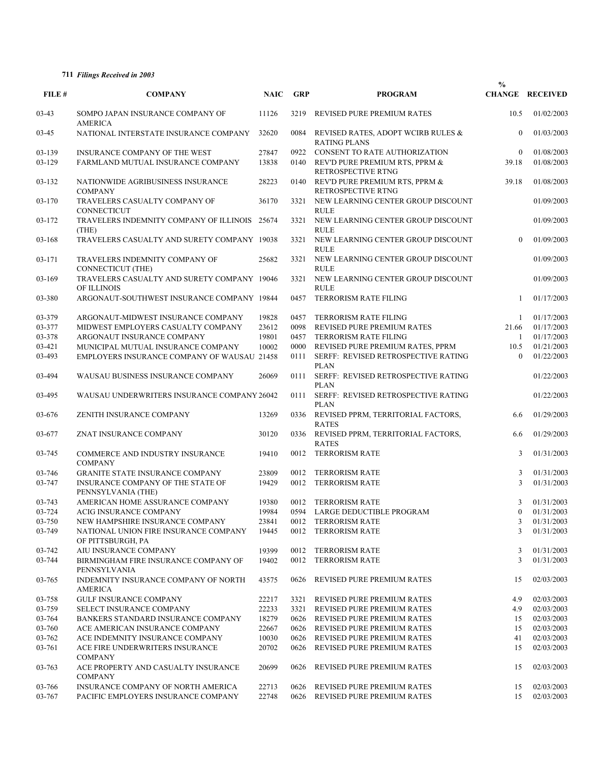**711** *Filings Received in 2003*

| FILE # | COMPANY | NAIC | GRP | PROGRAM | % CHANGE | RECEIVED |
|---|---|---|---|---|---|---|
| 03-43 | SOMPO JAPAN INSURANCE COMPANY OF AMERICA | 11126 | 3219 | REVISED PURE PREMIUM RATES | 10.5 | 01/02/2003 |
| 03-45 | NATIONAL INTERSTATE INSURANCE COMPANY | 32620 | 0084 | REVISED RATES, ADOPT WCIRB RULES & RATING PLANS | 0 | 01/03/2003 |
| 03-139 | INSURANCE COMPANY OF THE WEST | 27847 | 0922 | CONSENT TO RATE AUTHORIZATION | 0 | 01/08/2003 |
| 03-129 | FARMLAND MUTUAL INSURANCE COMPANY | 13838 | 0140 | REV'D PURE PREMIUM RTS, PPRM & RETROSPECTIVE RTNG | 39.18 | 01/08/2003 |
| 03-132 | NATIONWIDE AGRIBUSINESS INSURANCE COMPANY | 28223 | 0140 | REV'D PURE PREMIUM RTS, PPRM & RETROSPECTIVE RTNG | 39.18 | 01/08/2003 |
| 03-170 | TRAVELERS CASUALTY COMPANY OF CONNECTICUT | 36170 | 3321 | NEW LEARNING CENTER GROUP DISCOUNT RULE | | 01/09/2003 |
| 03-172 | TRAVELERS INDEMNITY COMPANY OF ILLINOIS (THE) | 25674 | 3321 | NEW LEARNING CENTER GROUP DISCOUNT RULE | | 01/09/2003 |
| 03-168 | TRAVELERS CASUALTY AND SURETY COMPANY | 19038 | 3321 | NEW LEARNING CENTER GROUP DISCOUNT RULE | 0 | 01/09/2003 |
| 03-171 | TRAVELERS INDEMNITY COMPANY OF CONNECTICUT (THE) | 25682 | 3321 | NEW LEARNING CENTER GROUP DISCOUNT RULE | | 01/09/2003 |
| 03-169 | TRAVELERS CASUALTY AND SURETY COMPANY OF ILLINOIS | 19046 | 3321 | NEW LEARNING CENTER GROUP DISCOUNT RULE | | 01/09/2003 |
| 03-380 | ARGONAUT-SOUTHWEST INSURANCE COMPANY | 19844 | 0457 | TERRORISM RATE FILING | 1 | 01/17/2003 |
| 03-379 | ARGONAUT-MIDWEST INSURANCE COMPANY | 19828 | 0457 | TERRORISM RATE FILING | 1 | 01/17/2003 |
| 03-377 | MIDWEST EMPLOYERS CASUALTY COMPANY | 23612 | 0098 | REVISED PURE PREMIUM RATES | 21.66 | 01/17/2003 |
| 03-378 | ARGONAUT INSURANCE COMPANY | 19801 | 0457 | TERRORISM RATE FILING | 1 | 01/17/2003 |
| 03-421 | MUNICIPAL MUTUAL INSURANCE COMPANY | 10002 | 0000 | REVISED PURE PREMIUM RATES, PPRM | 10.5 | 01/21/2003 |
| 03-493 | EMPLOYERS INSURANCE COMPANY OF WAUSAU | 21458 | 0111 | SERFF: REVISED RETROSPECTIVE RATING PLAN | 0 | 01/22/2003 |
| 03-494 | WAUSAU BUSINESS INSURANCE COMPANY | 26069 | 0111 | SERFF: REVISED RETROSPECTIVE RATING PLAN | | 01/22/2003 |
| 03-495 | WAUSAU UNDERWRITERS INSURANCE COMPANY | 26042 | 0111 | SERFF: REVISED RETROSPECTIVE RATING PLAN | | 01/22/2003 |
| 03-676 | ZENITH INSURANCE COMPANY | 13269 | 0336 | REVISED PPRM, TERRITORIAL FACTORS, RATES | 6.6 | 01/29/2003 |
| 03-677 | ZNAT INSURANCE COMPANY | 30120 | 0336 | REVISED PPRM, TERRITORIAL FACTORS, RATES | 6.6 | 01/29/2003 |
| 03-745 | COMMERCE AND INDUSTRY INSURANCE COMPANY | 19410 | 0012 | TERRORISM RATE | 3 | 01/31/2003 |
| 03-746 | GRANITE STATE INSURANCE COMPANY | 23809 | 0012 | TERRORISM RATE | 3 | 01/31/2003 |
| 03-747 | INSURANCE COMPANY OF THE STATE OF PENNSYLVANIA (THE) | 19429 | 0012 | TERRORISM RATE | 3 | 01/31/2003 |
| 03-743 | AMERICAN HOME ASSURANCE COMPANY | 19380 | 0012 | TERRORISM RATE | 3 | 01/31/2003 |
| 03-724 | ACIG INSURANCE COMPANY | 19984 | 0594 | LARGE DEDUCTIBLE PROGRAM | 0 | 01/31/2003 |
| 03-750 | NEW HAMPSHIRE INSURANCE COMPANY | 23841 | 0012 | TERRORISM RATE | 3 | 01/31/2003 |
| 03-749 | NATIONAL UNION FIRE INSURANCE COMPANY OF PITTSBURGH, PA | 19445 | 0012 | TERRORISM RATE | 3 | 01/31/2003 |
| 03-742 | AIU INSURANCE COMPANY | 19399 | 0012 | TERRORISM RATE | 3 | 01/31/2003 |
| 03-744 | BIRMINGHAM FIRE INSURANCE COMPANY OF PENNSYLVANIA | 19402 | 0012 | TERRORISM RATE | 3 | 01/31/2003 |
| 03-765 | INDEMNITY INSURANCE COMPANY OF NORTH AMERICA | 43575 | 0626 | REVISED PURE PREMIUM RATES | 15 | 02/03/2003 |
| 03-758 | GULF INSURANCE COMPANY | 22217 | 3321 | REVISED PURE PREMIUM RATES | 4.9 | 02/03/2003 |
| 03-759 | SELECT INSURANCE COMPANY | 22233 | 3321 | REVISED PURE PREMIUM RATES | 4.9 | 02/03/2003 |
| 03-764 | BANKERS STANDARD INSURANCE COMPANY | 18279 | 0626 | REVISED PURE PREMIUM RATES | 15 | 02/03/2003 |
| 03-760 | ACE AMERICAN INSURANCE COMPANY | 22667 | 0626 | REVISED PURE PREMIUM RATES | 15 | 02/03/2003 |
| 03-762 | ACE INDEMNITY INSURANCE COMPANY | 10030 | 0626 | REVISED PURE PREMIUM RATES | 41 | 02/03/2003 |
| 03-761 | ACE FIRE UNDERWRITERS INSURANCE COMPANY | 20702 | 0626 | REVISED PURE PREMIUM RATES | 15 | 02/03/2003 |
| 03-763 | ACE PROPERTY AND CASUALTY INSURANCE COMPANY | 20699 | 0626 | REVISED PURE PREMIUM RATES | 15 | 02/03/2003 |
| 03-766 | INSURANCE COMPANY OF NORTH AMERICA | 22713 | 0626 | REVISED PURE PREMIUM RATES | 15 | 02/03/2003 |
| 03-767 | PACIFIC EMPLOYERS INSURANCE COMPANY | 22748 | 0626 | REVISED PURE PREMIUM RATES | 15 | 02/03/2003 |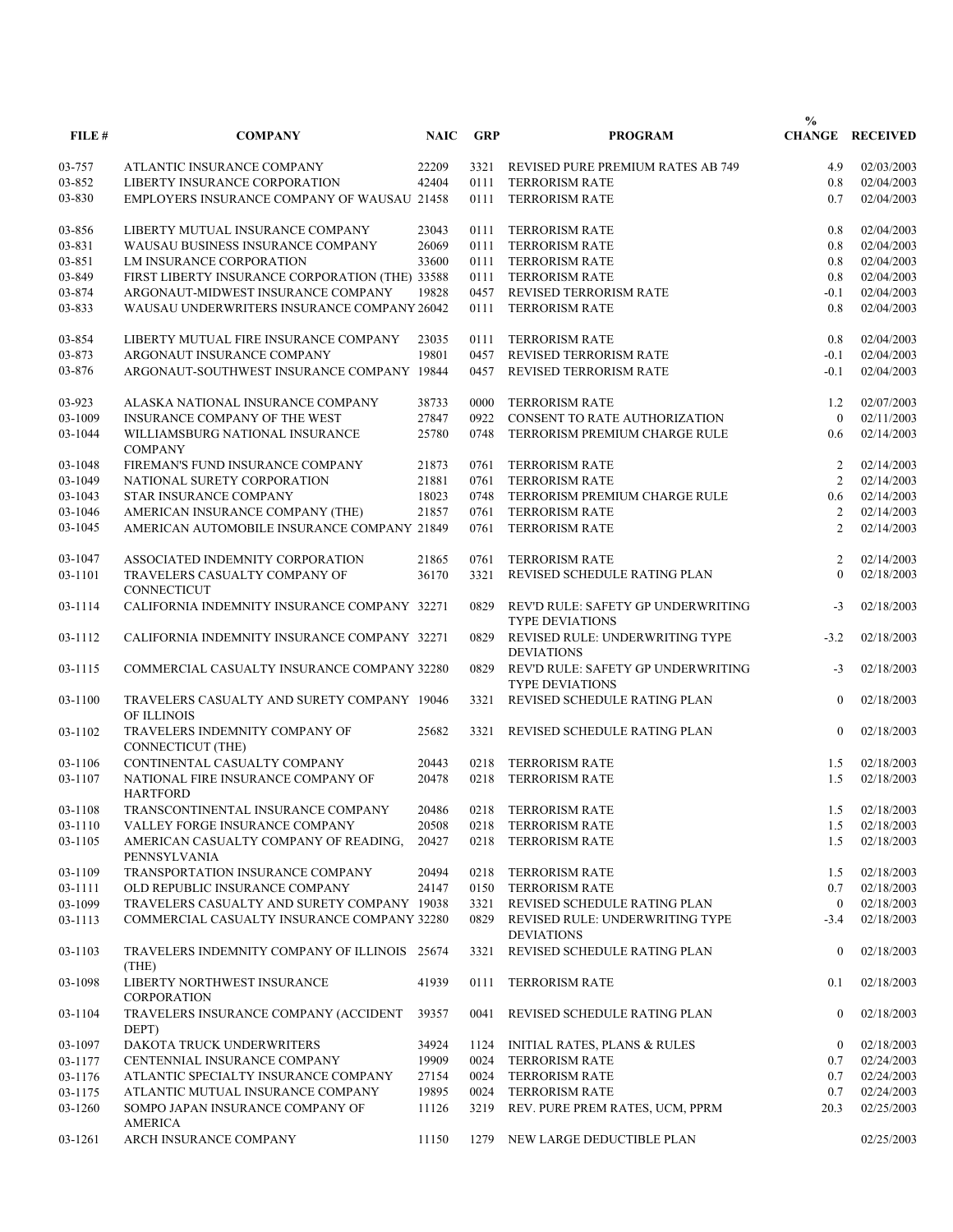| FILE # | COMPANY | NAIC | GRP | PROGRAM | % CHANGE | RECEIVED |
|---|---|---|---|---|---|---|
| 03-757 | ATLANTIC INSURANCE COMPANY | 22209 | 3321 | REVISED PURE PREMIUM RATES AB 749 | 4.9 | 02/03/2003 |
| 03-852 | LIBERTY INSURANCE CORPORATION | 42404 | 0111 | TERRORISM RATE | 0.8 | 02/04/2003 |
| 03-830 | EMPLOYERS INSURANCE COMPANY OF WAUSAU | 21458 | 0111 | TERRORISM RATE | 0.7 | 02/04/2003 |
| 03-856 | LIBERTY MUTUAL INSURANCE COMPANY | 23043 | 0111 | TERRORISM RATE | 0.8 | 02/04/2003 |
| 03-831 | WAUSAU BUSINESS INSURANCE COMPANY | 26069 | 0111 | TERRORISM RATE | 0.8 | 02/04/2003 |
| 03-851 | LM INSURANCE CORPORATION | 33600 | 0111 | TERRORISM RATE | 0.8 | 02/04/2003 |
| 03-849 | FIRST LIBERTY INSURANCE CORPORATION (THE) | 33588 | 0111 | TERRORISM RATE | 0.8 | 02/04/2003 |
| 03-874 | ARGONAUT-MIDWEST INSURANCE COMPANY | 19828 | 0457 | REVISED TERRORISM RATE | -0.1 | 02/04/2003 |
| 03-833 | WAUSAU UNDERWRITERS INSURANCE COMPANY | 26042 | 0111 | TERRORISM RATE | 0.8 | 02/04/2003 |
| 03-854 | LIBERTY MUTUAL FIRE INSURANCE COMPANY | 23035 | 0111 | TERRORISM RATE | 0.8 | 02/04/2003 |
| 03-873 | ARGONAUT INSURANCE COMPANY | 19801 | 0457 | REVISED TERRORISM RATE | -0.1 | 02/04/2003 |
| 03-876 | ARGONAUT-SOUTHWEST INSURANCE COMPANY | 19844 | 0457 | REVISED TERRORISM RATE | -0.1 | 02/04/2003 |
| 03-923 | ALASKA NATIONAL INSURANCE COMPANY | 38733 | 0000 | TERRORISM RATE | 1.2 | 02/07/2003 |
| 03-1009 | INSURANCE COMPANY OF THE WEST | 27847 | 0922 | CONSENT TO RATE AUTHORIZATION | 0 | 02/11/2003 |
| 03-1044 | WILLIAMSBURG NATIONAL INSURANCE COMPANY | 25780 | 0748 | TERRORISM PREMIUM CHARGE RULE | 0.6 | 02/14/2003 |
| 03-1048 | FIREMAN'S FUND INSURANCE COMPANY | 21873 | 0761 | TERRORISM RATE | 2 | 02/14/2003 |
| 03-1049 | NATIONAL SURETY CORPORATION | 21881 | 0761 | TERRORISM RATE | 2 | 02/14/2003 |
| 03-1043 | STAR INSURANCE COMPANY | 18023 | 0748 | TERRORISM PREMIUM CHARGE RULE | 0.6 | 02/14/2003 |
| 03-1046 | AMERICAN INSURANCE COMPANY (THE) | 21857 | 0761 | TERRORISM RATE | 2 | 02/14/2003 |
| 03-1045 | AMERICAN AUTOMOBILE INSURANCE COMPANY | 21849 | 0761 | TERRORISM RATE | 2 | 02/14/2003 |
| 03-1047 | ASSOCIATED INDEMNITY CORPORATION | 21865 | 0761 | TERRORISM RATE | 2 | 02/14/2003 |
| 03-1101 | TRAVELERS CASUALTY COMPANY OF CONNECTICUT | 36170 | 3321 | REVISED SCHEDULE RATING PLAN | 0 | 02/18/2003 |
| 03-1114 | CALIFORNIA INDEMNITY INSURANCE COMPANY | 32271 | 0829 | REV'D RULE: SAFETY GP UNDERWRITING TYPE DEVIATIONS | -3 | 02/18/2003 |
| 03-1112 | CALIFORNIA INDEMNITY INSURANCE COMPANY | 32271 | 0829 | REVISED RULE: UNDERWRITING TYPE DEVIATIONS | -3.2 | 02/18/2003 |
| 03-1115 | COMMERCIAL CASUALTY INSURANCE COMPANY | 32280 | 0829 | REV'D RULE: SAFETY GP UNDERWRITING TYPE DEVIATIONS | -3 | 02/18/2003 |
| 03-1100 | TRAVELERS CASUALTY AND SURETY COMPANY OF ILLINOIS | 19046 | 3321 | REVISED SCHEDULE RATING PLAN | 0 | 02/18/2003 |
| 03-1102 | TRAVELERS INDEMNITY COMPANY OF CONNECTICUT (THE) | 25682 | 3321 | REVISED SCHEDULE RATING PLAN | 0 | 02/18/2003 |
| 03-1106 | CONTINENTAL CASUALTY COMPANY | 20443 | 0218 | TERRORISM RATE | 1.5 | 02/18/2003 |
| 03-1107 | NATIONAL FIRE INSURANCE COMPANY OF HARTFORD | 20478 | 0218 | TERRORISM RATE | 1.5 | 02/18/2003 |
| 03-1108 | TRANSCONTINENTAL INSURANCE COMPANY | 20486 | 0218 | TERRORISM RATE | 1.5 | 02/18/2003 |
| 03-1110 | VALLEY FORGE INSURANCE COMPANY | 20508 | 0218 | TERRORISM RATE | 1.5 | 02/18/2003 |
| 03-1105 | AMERICAN CASUALTY COMPANY OF READING, PENNSYLVANIA | 20427 | 0218 | TERRORISM RATE | 1.5 | 02/18/2003 |
| 03-1109 | TRANSPORTATION INSURANCE COMPANY | 20494 | 0218 | TERRORISM RATE | 1.5 | 02/18/2003 |
| 03-1111 | OLD REPUBLIC INSURANCE COMPANY | 24147 | 0150 | TERRORISM RATE | 0.7 | 02/18/2003 |
| 03-1099 | TRAVELERS CASUALTY AND SURETY COMPANY | 19038 | 3321 | REVISED SCHEDULE RATING PLAN | 0 | 02/18/2003 |
| 03-1113 | COMMERCIAL CASUALTY INSURANCE COMPANY | 32280 | 0829 | REVISED RULE: UNDERWRITING TYPE DEVIATIONS | -3.4 | 02/18/2003 |
| 03-1103 | TRAVELERS INDEMNITY COMPANY OF ILLINOIS (THE) | 25674 | 3321 | REVISED SCHEDULE RATING PLAN | 0 | 02/18/2003 |
| 03-1098 | LIBERTY NORTHWEST INSURANCE CORPORATION | 41939 | 0111 | TERRORISM RATE | 0.1 | 02/18/2003 |
| 03-1104 | TRAVELERS INSURANCE COMPANY (ACCIDENT DEPT) | 39357 | 0041 | REVISED SCHEDULE RATING PLAN | 0 | 02/18/2003 |
| 03-1097 | DAKOTA TRUCK UNDERWRITERS | 34924 | 1124 | INITIAL RATES, PLANS & RULES | 0 | 02/18/2003 |
| 03-1177 | CENTENNIAL INSURANCE COMPANY | 19909 | 0024 | TERRORISM RATE | 0.7 | 02/24/2003 |
| 03-1176 | ATLANTIC SPECIALTY INSURANCE COMPANY | 27154 | 0024 | TERRORISM RATE | 0.7 | 02/24/2003 |
| 03-1175 | ATLANTIC MUTUAL INSURANCE COMPANY | 19895 | 0024 | TERRORISM RATE | 0.7 | 02/24/2003 |
| 03-1260 | SOMPO JAPAN INSURANCE COMPANY OF AMERICA | 11126 | 3219 | REV. PURE PREM RATES, UCM, PPRM | 20.3 | 02/25/2003 |
| 03-1261 | ARCH INSURANCE COMPANY | 11150 | 1279 | NEW LARGE DEDUCTIBLE PLAN | | 02/25/2003 |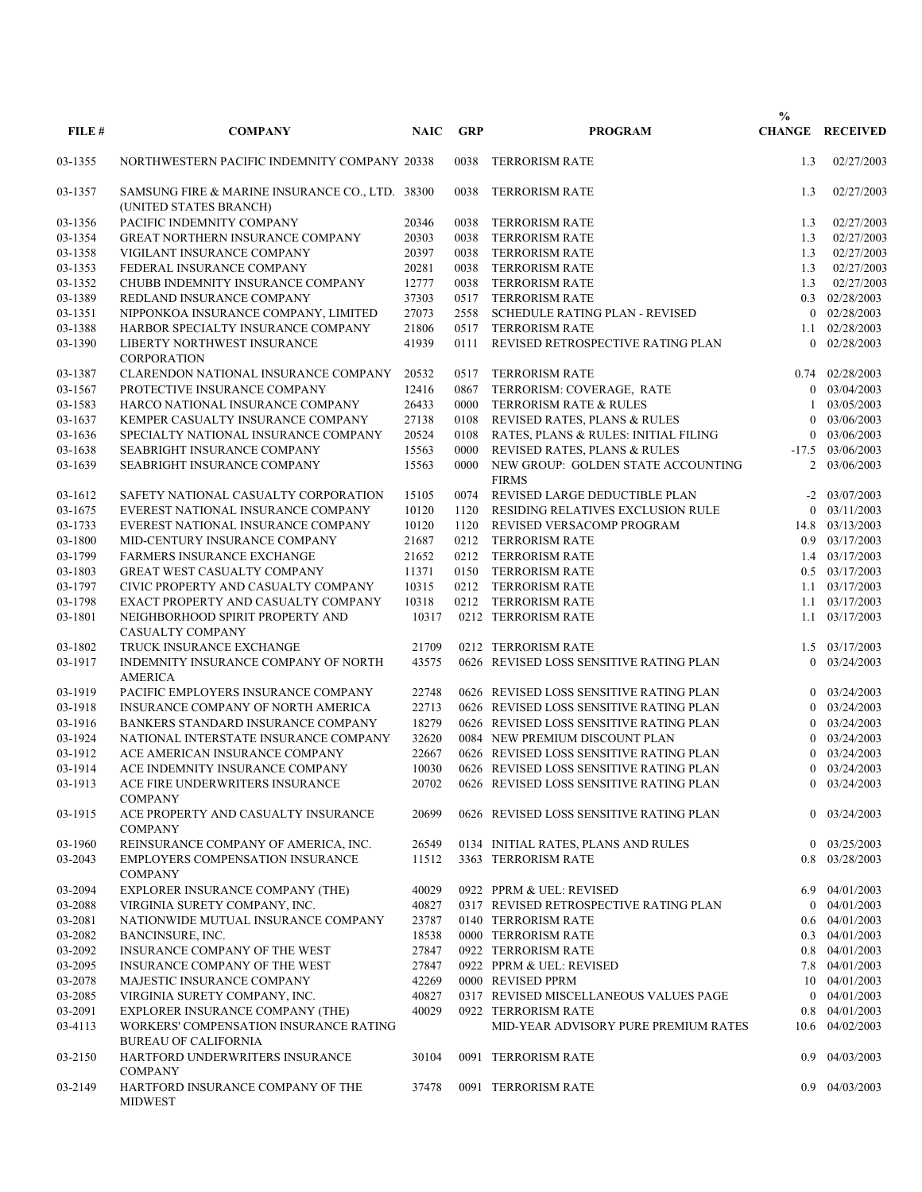| FILE # | COMPANY | NAIC | GRP | PROGRAM | % CHANGE | RECEIVED |
|---|---|---|---|---|---|---|
| 03-1355 | NORTHWESTERN PACIFIC INDEMNITY COMPANY | 20338 | 0038 | TERRORISM RATE | 1.3 | 02/27/2003 |
| 03-1357 | SAMSUNG FIRE & MARINE INSURANCE CO., LTD. (UNITED STATES BRANCH) | 38300 | 0038 | TERRORISM RATE | 1.3 | 02/27/2003 |
| 03-1356 | PACIFIC INDEMNITY COMPANY | 20346 | 0038 | TERRORISM RATE | 1.3 | 02/27/2003 |
| 03-1354 | GREAT NORTHERN INSURANCE COMPANY | 20303 | 0038 | TERRORISM RATE | 1.3 | 02/27/2003 |
| 03-1358 | VIGILANT INSURANCE COMPANY | 20397 | 0038 | TERRORISM RATE | 1.3 | 02/27/2003 |
| 03-1353 | FEDERAL INSURANCE COMPANY | 20281 | 0038 | TERRORISM RATE | 1.3 | 02/27/2003 |
| 03-1352 | CHUBB INDEMNITY INSURANCE COMPANY | 12777 | 0038 | TERRORISM RATE | 1.3 | 02/27/2003 |
| 03-1389 | REDLAND INSURANCE COMPANY | 37303 | 0517 | TERRORISM RATE | 0.3 | 02/28/2003 |
| 03-1351 | NIPPONKOA INSURANCE COMPANY, LIMITED | 27073 | 2558 | SCHEDULE RATING PLAN - REVISED | 0 | 02/28/2003 |
| 03-1388 | HARBOR SPECIALTY INSURANCE COMPANY | 21806 | 0517 | TERRORISM RATE | 1.1 | 02/28/2003 |
| 03-1390 | LIBERTY NORTHWEST INSURANCE CORPORATION | 41939 | 0111 | REVISED RETROSPECTIVE RATING PLAN | 0 | 02/28/2003 |
| 03-1387 | CLARENDON NATIONAL INSURANCE COMPANY | 20532 | 0517 | TERRORISM RATE | 0.74 | 02/28/2003 |
| 03-1567 | PROTECTIVE INSURANCE COMPANY | 12416 | 0867 | TERRORISM: COVERAGE, RATE | 0 | 03/04/2003 |
| 03-1583 | HARCO NATIONAL INSURANCE COMPANY | 26433 | 0000 | TERRORISM RATE & RULES | 1 | 03/05/2003 |
| 03-1637 | KEMPER CASUALTY INSURANCE COMPANY | 27138 | 0108 | REVISED RATES, PLANS & RULES | 0 | 03/06/2003 |
| 03-1636 | SPECIALTY NATIONAL INSURANCE COMPANY | 20524 | 0108 | RATES, PLANS & RULES: INITIAL FILING | 0 | 03/06/2003 |
| 03-1638 | SEABRIGHT INSURANCE COMPANY | 15563 | 0000 | REVISED RATES, PLANS & RULES | -17.5 | 03/06/2003 |
| 03-1639 | SEABRIGHT INSURANCE COMPANY | 15563 | 0000 | NEW GROUP: GOLDEN STATE ACCOUNTING FIRMS | 2 | 03/06/2003 |
| 03-1612 | SAFETY NATIONAL CASUALTY CORPORATION | 15105 | 0074 | REVISED LARGE DEDUCTIBLE PLAN | -2 | 03/07/2003 |
| 03-1675 | EVEREST NATIONAL INSURANCE COMPANY | 10120 | 1120 | RESIDING RELATIVES EXCLUSION RULE | 0 | 03/11/2003 |
| 03-1733 | EVEREST NATIONAL INSURANCE COMPANY | 10120 | 1120 | REVISED VERSACOMP PROGRAM | 14.8 | 03/13/2003 |
| 03-1800 | MID-CENTURY INSURANCE COMPANY | 21687 | 0212 | TERRORISM RATE | 0.9 | 03/17/2003 |
| 03-1799 | FARMERS INSURANCE EXCHANGE | 21652 | 0212 | TERRORISM RATE | 1.4 | 03/17/2003 |
| 03-1803 | GREAT WEST CASUALTY COMPANY | 11371 | 0150 | TERRORISM RATE | 0.5 | 03/17/2003 |
| 03-1797 | CIVIC PROPERTY AND CASUALTY COMPANY | 10315 | 0212 | TERRORISM RATE | 1.1 | 03/17/2003 |
| 03-1798 | EXACT PROPERTY AND CASUALTY COMPANY | 10318 | 0212 | TERRORISM RATE | 1.1 | 03/17/2003 |
| 03-1801 | NEIGHBORHOOD SPIRIT PROPERTY AND CASUALTY COMPANY | 10317 | 0212 | TERRORISM RATE | 1.1 | 03/17/2003 |
| 03-1802 | TRUCK INSURANCE EXCHANGE | 21709 | 0212 | TERRORISM RATE | 1.5 | 03/17/2003 |
| 03-1917 | INDEMNITY INSURANCE COMPANY OF NORTH AMERICA | 43575 | 0626 | REVISED LOSS SENSITIVE RATING PLAN | 0 | 03/24/2003 |
| 03-1919 | PACIFIC EMPLOYERS INSURANCE COMPANY | 22748 | 0626 | REVISED LOSS SENSITIVE RATING PLAN | 0 | 03/24/2003 |
| 03-1918 | INSURANCE COMPANY OF NORTH AMERICA | 22713 | 0626 | REVISED LOSS SENSITIVE RATING PLAN | 0 | 03/24/2003 |
| 03-1916 | BANKERS STANDARD INSURANCE COMPANY | 18279 | 0626 | REVISED LOSS SENSITIVE RATING PLAN | 0 | 03/24/2003 |
| 03-1924 | NATIONAL INTERSTATE INSURANCE COMPANY | 32620 | 0084 | NEW PREMIUM DISCOUNT PLAN | 0 | 03/24/2003 |
| 03-1912 | ACE AMERICAN INSURANCE COMPANY | 22667 | 0626 | REVISED LOSS SENSITIVE RATING PLAN | 0 | 03/24/2003 |
| 03-1914 | ACE INDEMNITY INSURANCE COMPANY | 10030 | 0626 | REVISED LOSS SENSITIVE RATING PLAN | 0 | 03/24/2003 |
| 03-1913 | ACE FIRE UNDERWRITERS INSURANCE COMPANY | 20702 | 0626 | REVISED LOSS SENSITIVE RATING PLAN | 0 | 03/24/2003 |
| 03-1915 | ACE PROPERTY AND CASUALTY INSURANCE COMPANY | 20699 | 0626 | REVISED LOSS SENSITIVE RATING PLAN | 0 | 03/24/2003 |
| 03-1960 | REINSURANCE COMPANY OF AMERICA, INC. | 26549 | 0134 | INITIAL RATES, PLANS AND RULES | 0 | 03/25/2003 |
| 03-2043 | EMPLOYERS COMPENSATION INSURANCE COMPANY | 11512 | 3363 | TERRORISM RATE | 0.8 | 03/28/2003 |
| 03-2094 | EXPLORER INSURANCE COMPANY (THE) | 40029 | 0922 | PPRM & UEL: REVISED | 6.9 | 04/01/2003 |
| 03-2088 | VIRGINIA SURETY COMPANY, INC. | 40827 | 0317 | REVISED RETROSPECTIVE RATING PLAN | 0 | 04/01/2003 |
| 03-2081 | NATIONWIDE MUTUAL INSURANCE COMPANY | 23787 | 0140 | TERRORISM RATE | 0.6 | 04/01/2003 |
| 03-2082 | BANCINSURE, INC. | 18538 | 0000 | TERRORISM RATE | 0.3 | 04/01/2003 |
| 03-2092 | INSURANCE COMPANY OF THE WEST | 27847 | 0922 | TERRORISM RATE | 0.8 | 04/01/2003 |
| 03-2095 | INSURANCE COMPANY OF THE WEST | 27847 | 0922 | PPRM & UEL: REVISED | 7.8 | 04/01/2003 |
| 03-2078 | MAJESTIC INSURANCE COMPANY | 42269 | 0000 | REVISED PPRM | 10 | 04/01/2003 |
| 03-2085 | VIRGINIA SURETY COMPANY, INC. | 40827 | 0317 | REVISED MISCELLANEOUS VALUES PAGE | 0 | 04/01/2003 |
| 03-2091 | EXPLORER INSURANCE COMPANY (THE) | 40029 | 0922 | TERRORISM RATE | 0.8 | 04/01/2003 |
| 03-4113 | WORKERS' COMPENSATION INSURANCE RATING BUREAU OF CALIFORNIA | | | MID-YEAR ADVISORY PURE PREMIUM RATES | 10.6 | 04/02/2003 |
| 03-2150 | HARTFORD UNDERWRITERS INSURANCE COMPANY | 30104 | 0091 | TERRORISM RATE | 0.9 | 04/03/2003 |
| 03-2149 | HARTFORD INSURANCE COMPANY OF THE MIDWEST | 37478 | 0091 | TERRORISM RATE | 0.9 | 04/03/2003 |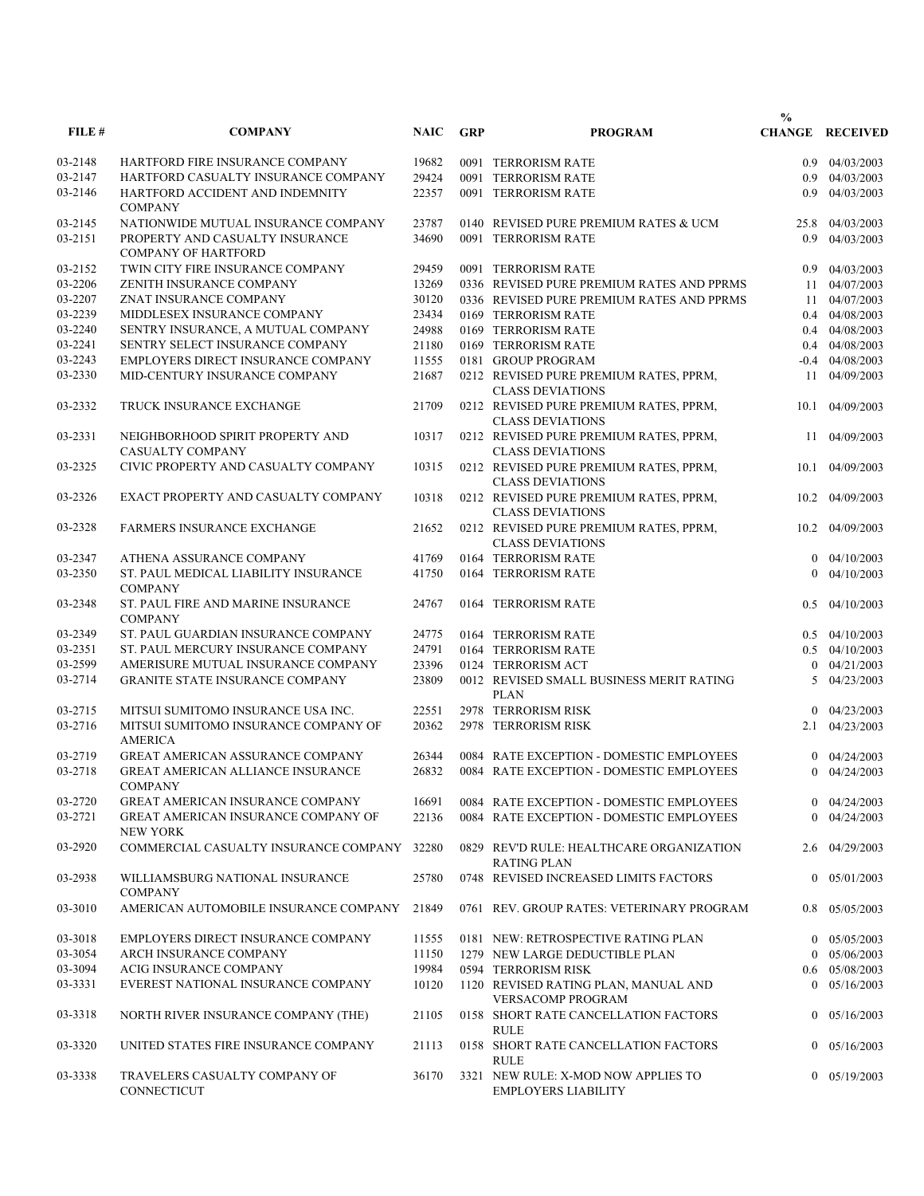| FILE # | COMPANY | NAIC | GRP | PROGRAM | % CHANGE | RECEIVED |
|---|---|---|---|---|---|---|
| 03-2148 | HARTFORD FIRE INSURANCE COMPANY | 19682 | 0091 | TERRORISM RATE | 0.9 | 04/03/2003 |
| 03-2147 | HARTFORD CASUALTY INSURANCE COMPANY | 29424 | 0091 | TERRORISM RATE | 0.9 | 04/03/2003 |
| 03-2146 | HARTFORD ACCIDENT AND INDEMNITY COMPANY | 22357 | 0091 | TERRORISM RATE | 0.9 | 04/03/2003 |
| 03-2145 | NATIONWIDE MUTUAL INSURANCE COMPANY | 23787 | 0140 | REVISED PURE PREMIUM RATES & UCM | 25.8 | 04/03/2003 |
| 03-2151 | PROPERTY AND CASUALTY INSURANCE COMPANY OF HARTFORD | 34690 | 0091 | TERRORISM RATE | 0.9 | 04/03/2003 |
| 03-2152 | TWIN CITY FIRE INSURANCE COMPANY | 29459 | 0091 | TERRORISM RATE | 0.9 | 04/03/2003 |
| 03-2206 | ZENITH INSURANCE COMPANY | 13269 | 0336 | REVISED PURE PREMIUM RATES AND PPRMS | 11 | 04/07/2003 |
| 03-2207 | ZNAT INSURANCE COMPANY | 30120 | 0336 | REVISED PURE PREMIUM RATES AND PPRMS | 11 | 04/07/2003 |
| 03-2239 | MIDDLESEX INSURANCE COMPANY | 23434 | 0169 | TERRORISM RATE | 0.4 | 04/08/2003 |
| 03-2240 | SENTRY INSURANCE, A MUTUAL COMPANY | 24988 | 0169 | TERRORISM RATE | 0.4 | 04/08/2003 |
| 03-2241 | SENTRY SELECT INSURANCE COMPANY | 21180 | 0169 | TERRORISM RATE | 0.4 | 04/08/2003 |
| 03-2243 | EMPLOYERS DIRECT INSURANCE COMPANY | 11555 | 0181 | GROUP PROGRAM | -0.4 | 04/08/2003 |
| 03-2330 | MID-CENTURY INSURANCE COMPANY | 21687 | 0212 | REVISED PURE PREMIUM RATES, PPRM, CLASS DEVIATIONS | 11 | 04/09/2003 |
| 03-2332 | TRUCK INSURANCE EXCHANGE | 21709 | 0212 | REVISED PURE PREMIUM RATES, PPRM, CLASS DEVIATIONS | 10.1 | 04/09/2003 |
| 03-2331 | NEIGHBORHOOD SPIRIT PROPERTY AND CASUALTY COMPANY | 10317 | 0212 | REVISED PURE PREMIUM RATES, PPRM, CLASS DEVIATIONS | 11 | 04/09/2003 |
| 03-2325 | CIVIC PROPERTY AND CASUALTY COMPANY | 10315 | 0212 | REVISED PURE PREMIUM RATES, PPRM, CLASS DEVIATIONS | 10.1 | 04/09/2003 |
| 03-2326 | EXACT PROPERTY AND CASUALTY COMPANY | 10318 | 0212 | REVISED PURE PREMIUM RATES, PPRM, CLASS DEVIATIONS | 10.2 | 04/09/2003 |
| 03-2328 | FARMERS INSURANCE EXCHANGE | 21652 | 0212 | REVISED PURE PREMIUM RATES, PPRM, CLASS DEVIATIONS | 10.2 | 04/09/2003 |
| 03-2347 | ATHENA ASSURANCE COMPANY | 41769 | 0164 | TERRORISM RATE | 0 | 04/10/2003 |
| 03-2350 | ST. PAUL MEDICAL LIABILITY INSURANCE COMPANY | 41750 | 0164 | TERRORISM RATE | 0 | 04/10/2003 |
| 03-2348 | ST. PAUL FIRE AND MARINE INSURANCE COMPANY | 24767 | 0164 | TERRORISM RATE | 0.5 | 04/10/2003 |
| 03-2349 | ST. PAUL GUARDIAN INSURANCE COMPANY | 24775 | 0164 | TERRORISM RATE | 0.5 | 04/10/2003 |
| 03-2351 | ST. PAUL MERCURY INSURANCE COMPANY | 24791 | 0164 | TERRORISM RATE | 0.5 | 04/10/2003 |
| 03-2599 | AMERISURE MUTUAL INSURANCE COMPANY | 23396 | 0124 | TERRORISM ACT | 0 | 04/21/2003 |
| 03-2714 | GRANITE STATE INSURANCE COMPANY | 23809 | 0012 | REVISED SMALL BUSINESS MERIT RATING PLAN | 5 | 04/23/2003 |
| 03-2715 | MITSUI SUMITOMO INSURANCE USA INC. | 22551 | 2978 | TERRORISM RISK | 0 | 04/23/2003 |
| 03-2716 | MITSUI SUMITOMO INSURANCE COMPANY OF AMERICA | 20362 | 2978 | TERRORISM RISK | 2.1 | 04/23/2003 |
| 03-2719 | GREAT AMERICAN ASSURANCE COMPANY | 26344 | 0084 | RATE EXCEPTION - DOMESTIC EMPLOYEES | 0 | 04/24/2003 |
| 03-2718 | GREAT AMERICAN ALLIANCE INSURANCE COMPANY | 26832 | 0084 | RATE EXCEPTION - DOMESTIC EMPLOYEES | 0 | 04/24/2003 |
| 03-2720 | GREAT AMERICAN INSURANCE COMPANY | 16691 | 0084 | RATE EXCEPTION - DOMESTIC EMPLOYEES | 0 | 04/24/2003 |
| 03-2721 | GREAT AMERICAN INSURANCE COMPANY OF NEW YORK | 22136 | 0084 | RATE EXCEPTION - DOMESTIC EMPLOYEES | 0 | 04/24/2003 |
| 03-2920 | COMMERCIAL CASUALTY INSURANCE COMPANY | 32280 | 0829 | REV'D RULE: HEALTHCARE ORGANIZATION RATING PLAN | 2.6 | 04/29/2003 |
| 03-2938 | WILLIAMSBURG NATIONAL INSURANCE COMPANY | 25780 | 0748 | REVISED INCREASED LIMITS FACTORS | 0 | 05/01/2003 |
| 03-3010 | AMERICAN AUTOMOBILE INSURANCE COMPANY | 21849 | 0761 | REV. GROUP RATES: VETERINARY PROGRAM | 0.8 | 05/05/2003 |
| 03-3018 | EMPLOYERS DIRECT INSURANCE COMPANY | 11555 | 0181 | NEW: RETROSPECTIVE RATING PLAN | 0 | 05/05/2003 |
| 03-3054 | ARCH INSURANCE COMPANY | 11150 | 1279 | NEW LARGE DEDUCTIBLE PLAN | 0 | 05/06/2003 |
| 03-3094 | ACIG INSURANCE COMPANY | 19984 | 0594 | TERRORISM RISK | 0.6 | 05/08/2003 |
| 03-3331 | EVEREST NATIONAL INSURANCE COMPANY | 10120 | 1120 | REVISED RATING PLAN, MANUAL AND VERSACOMP PROGRAM | 0 | 05/16/2003 |
| 03-3318 | NORTH RIVER INSURANCE COMPANY (THE) | 21105 | 0158 | SHORT RATE CANCELLATION FACTORS RULE | 0 | 05/16/2003 |
| 03-3320 | UNITED STATES FIRE INSURANCE COMPANY | 21113 | 0158 | SHORT RATE CANCELLATION FACTORS RULE | 0 | 05/16/2003 |
| 03-3338 | TRAVELERS CASUALTY COMPANY OF CONNECTICUT | 36170 | 3321 | NEW RULE: X-MOD NOW APPLIES TO EMPLOYERS LIABILITY | 0 | 05/19/2003 |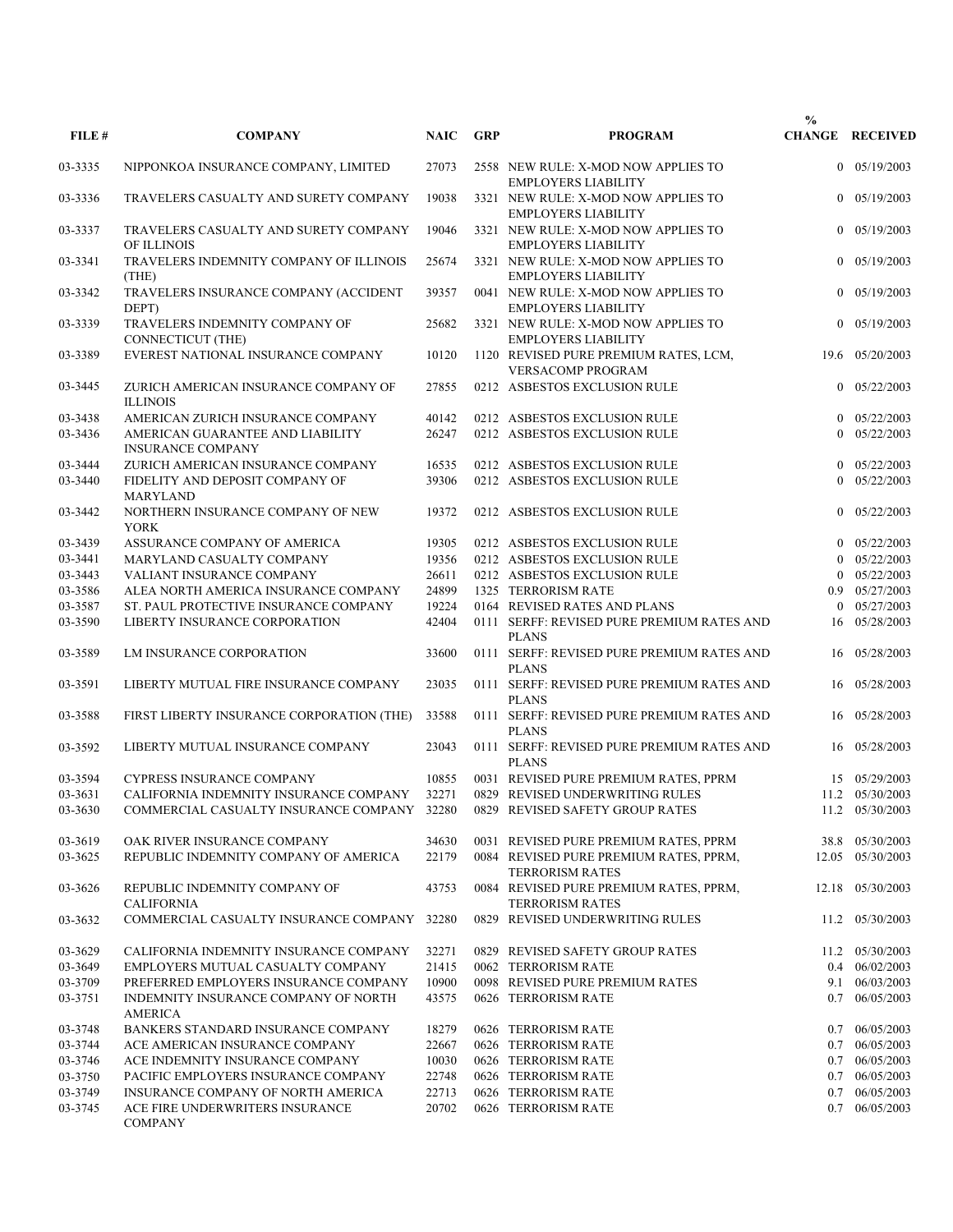| FILE # | COMPANY | NAIC | GRP | PROGRAM | % CHANGE | RECEIVED |
|---|---|---|---|---|---|---|
| 03-3335 | NIPPONKOA INSURANCE COMPANY, LIMITED | 27073 | 2558 | NEW RULE: X-MOD NOW APPLIES TO EMPLOYERS LIABILITY | 0 | 05/19/2003 |
| 03-3336 | TRAVELERS CASUALTY AND SURETY COMPANY | 19038 | 3321 | NEW RULE: X-MOD NOW APPLIES TO EMPLOYERS LIABILITY | 0 | 05/19/2003 |
| 03-3337 | TRAVELERS CASUALTY AND SURETY COMPANY OF ILLINOIS | 19046 | 3321 | NEW RULE: X-MOD NOW APPLIES TO EMPLOYERS LIABILITY | 0 | 05/19/2003 |
| 03-3341 | TRAVELERS INDEMNITY COMPANY OF ILLINOIS (THE) | 25674 | 3321 | NEW RULE: X-MOD NOW APPLIES TO EMPLOYERS LIABILITY | 0 | 05/19/2003 |
| 03-3342 | TRAVELERS INSURANCE COMPANY (ACCIDENT DEPT) | 39357 | 0041 | NEW RULE: X-MOD NOW APPLIES TO EMPLOYERS LIABILITY | 0 | 05/19/2003 |
| 03-3339 | TRAVELERS INDEMNITY COMPANY OF CONNECTICUT (THE) | 25682 | 3321 | NEW RULE: X-MOD NOW APPLIES TO EMPLOYERS LIABILITY | 0 | 05/19/2003 |
| 03-3389 | EVEREST NATIONAL INSURANCE COMPANY | 10120 | 1120 | REVISED PURE PREMIUM RATES, LCM, VERSACOMP PROGRAM | 19.6 | 05/20/2003 |
| 03-3445 | ZURICH AMERICAN INSURANCE COMPANY OF ILLINOIS | 27855 | 0212 | ASBESTOS EXCLUSION RULE | 0 | 05/22/2003 |
| 03-3438 | AMERICAN ZURICH INSURANCE COMPANY | 40142 | 0212 | ASBESTOS EXCLUSION RULE | 0 | 05/22/2003 |
| 03-3436 | AMERICAN GUARANTEE AND LIABILITY INSURANCE COMPANY | 26247 | 0212 | ASBESTOS EXCLUSION RULE | 0 | 05/22/2003 |
| 03-3444 | ZURICH AMERICAN INSURANCE COMPANY | 16535 | 0212 | ASBESTOS EXCLUSION RULE | 0 | 05/22/2003 |
| 03-3440 | FIDELITY AND DEPOSIT COMPANY OF MARYLAND | 39306 | 0212 | ASBESTOS EXCLUSION RULE | 0 | 05/22/2003 |
| 03-3442 | NORTHERN INSURANCE COMPANY OF NEW YORK | 19372 | 0212 | ASBESTOS EXCLUSION RULE | 0 | 05/22/2003 |
| 03-3439 | ASSURANCE COMPANY OF AMERICA | 19305 | 0212 | ASBESTOS EXCLUSION RULE | 0 | 05/22/2003 |
| 03-3441 | MARYLAND CASUALTY COMPANY | 19356 | 0212 | ASBESTOS EXCLUSION RULE | 0 | 05/22/2003 |
| 03-3443 | VALIANT INSURANCE COMPANY | 26611 | 0212 | ASBESTOS EXCLUSION RULE | 0 | 05/22/2003 |
| 03-3586 | ALEA NORTH AMERICA INSURANCE COMPANY | 24899 | 1325 | TERRORISM RATE | 0.9 | 05/27/2003 |
| 03-3587 | ST. PAUL PROTECTIVE INSURANCE COMPANY | 19224 | 0164 | REVISED RATES AND PLANS | 0 | 05/27/2003 |
| 03-3590 | LIBERTY INSURANCE CORPORATION | 42404 | 0111 | SERFF: REVISED PURE PREMIUM RATES AND PLANS | 16 | 05/28/2003 |
| 03-3589 | LM INSURANCE CORPORATION | 33600 | 0111 | SERFF: REVISED PURE PREMIUM RATES AND PLANS | 16 | 05/28/2003 |
| 03-3591 | LIBERTY MUTUAL FIRE INSURANCE COMPANY | 23035 | 0111 | SERFF: REVISED PURE PREMIUM RATES AND PLANS | 16 | 05/28/2003 |
| 03-3588 | FIRST LIBERTY INSURANCE CORPORATION (THE) | 33588 | 0111 | SERFF: REVISED PURE PREMIUM RATES AND PLANS | 16 | 05/28/2003 |
| 03-3592 | LIBERTY MUTUAL INSURANCE COMPANY | 23043 | 0111 | SERFF: REVISED PURE PREMIUM RATES AND PLANS | 16 | 05/28/2003 |
| 03-3594 | CYPRESS INSURANCE COMPANY | 10855 | 0031 | REVISED PURE PREMIUM RATES, PPRM | 15 | 05/29/2003 |
| 03-3631 | CALIFORNIA INDEMNITY INSURANCE COMPANY | 32271 | 0829 | REVISED UNDERWRITING RULES | 11.2 | 05/30/2003 |
| 03-3630 | COMMERCIAL CASUALTY INSURANCE COMPANY | 32280 | 0829 | REVISED SAFETY GROUP RATES | 11.2 | 05/30/2003 |
| 03-3619 | OAK RIVER INSURANCE COMPANY | 34630 | 0031 | REVISED PURE PREMIUM RATES, PPRM | 38.8 | 05/30/2003 |
| 03-3625 | REPUBLIC INDEMNITY COMPANY OF AMERICA | 22179 | 0084 | REVISED PURE PREMIUM RATES, PPRM, TERRORISM RATES | 12.05 | 05/30/2003 |
| 03-3626 | REPUBLIC INDEMNITY COMPANY OF CALIFORNIA | 43753 | 0084 | REVISED PURE PREMIUM RATES, PPRM, TERRORISM RATES | 12.18 | 05/30/2003 |
| 03-3632 | COMMERCIAL CASUALTY INSURANCE COMPANY | 32280 | 0829 | REVISED UNDERWRITING RULES | 11.2 | 05/30/2003 |
| 03-3629 | CALIFORNIA INDEMNITY INSURANCE COMPANY | 32271 | 0829 | REVISED SAFETY GROUP RATES | 11.2 | 05/30/2003 |
| 03-3649 | EMPLOYERS MUTUAL CASUALTY COMPANY | 21415 | 0062 | TERRORISM RATE | 0.4 | 06/02/2003 |
| 03-3709 | PREFERRED EMPLOYERS INSURANCE COMPANY | 10900 | 0098 | REVISED PURE PREMIUM RATES | 9.1 | 06/03/2003 |
| 03-3751 | INDEMNITY INSURANCE COMPANY OF NORTH AMERICA | 43575 | 0626 | TERRORISM RATE | 0.7 | 06/05/2003 |
| 03-3748 | BANKERS STANDARD INSURANCE COMPANY | 18279 | 0626 | TERRORISM RATE | 0.7 | 06/05/2003 |
| 03-3744 | ACE AMERICAN INSURANCE COMPANY | 22667 | 0626 | TERRORISM RATE | 0.7 | 06/05/2003 |
| 03-3746 | ACE INDEMNITY INSURANCE COMPANY | 10030 | 0626 | TERRORISM RATE | 0.7 | 06/05/2003 |
| 03-3750 | PACIFIC EMPLOYERS INSURANCE COMPANY | 22748 | 0626 | TERRORISM RATE | 0.7 | 06/05/2003 |
| 03-3749 | INSURANCE COMPANY OF NORTH AMERICA | 22713 | 0626 | TERRORISM RATE | 0.7 | 06/05/2003 |
| 03-3745 | ACE FIRE UNDERWRITERS INSURANCE COMPANY | 20702 | 0626 | TERRORISM RATE | 0.7 | 06/05/2003 |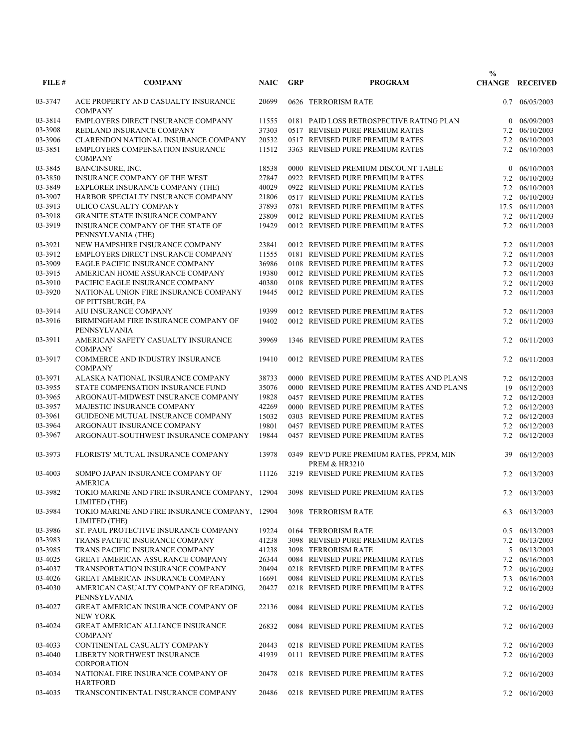| FILE # | COMPANY | NAIC | GRP | PROGRAM | % CHANGE | RECEIVED |
|---|---|---|---|---|---|---|
| 03-3747 | ACE PROPERTY AND CASUALTY INSURANCE COMPANY | 20699 | 0626 | TERRORISM RATE | 0.7 | 06/05/2003 |
| 03-3814 | EMPLOYERS DIRECT INSURANCE COMPANY | 11555 | 0181 | PAID LOSS RETROSPECTIVE RATING PLAN | 0 | 06/09/2003 |
| 03-3908 | REDLAND INSURANCE COMPANY | 37303 | 0517 | REVISED PURE PREMIUM RATES | 7.2 | 06/10/2003 |
| 03-3906 | CLARENDON NATIONAL INSURANCE COMPANY | 20532 | 0517 | REVISED PURE PREMIUM RATES | 7.2 | 06/10/2003 |
| 03-3851 | EMPLOYERS COMPENSATION INSURANCE COMPANY | 11512 | 3363 | REVISED PURE PREMIUM RATES | 7.2 | 06/10/2003 |
| 03-3845 | BANCINSURE, INC. | 18538 | 0000 | REVISED PREMIUM DISCOUNT TABLE | 0 | 06/10/2003 |
| 03-3850 | INSURANCE COMPANY OF THE WEST | 27847 | 0922 | REVISED PURE PREMIUM RATES | 7.2 | 06/10/2003 |
| 03-3849 | EXPLORER INSURANCE COMPANY (THE) | 40029 | 0922 | REVISED PURE PREMIUM RATES | 7.2 | 06/10/2003 |
| 03-3907 | HARBOR SPECIALTY INSURANCE COMPANY | 21806 | 0517 | REVISED PURE PREMIUM RATES | 7.2 | 06/10/2003 |
| 03-3913 | ULICO CASUALTY COMPANY | 37893 | 0781 | REVISED PURE PREMIUM RATES | 17.5 | 06/11/2003 |
| 03-3918 | GRANITE STATE INSURANCE COMPANY | 23809 | 0012 | REVISED PURE PREMIUM RATES | 7.2 | 06/11/2003 |
| 03-3919 | INSURANCE COMPANY OF THE STATE OF PENNSYLVANIA (THE) | 19429 | 0012 | REVISED PURE PREMIUM RATES | 7.2 | 06/11/2003 |
| 03-3921 | NEW HAMPSHIRE INSURANCE COMPANY | 23841 | 0012 | REVISED PURE PREMIUM RATES | 7.2 | 06/11/2003 |
| 03-3912 | EMPLOYERS DIRECT INSURANCE COMPANY | 11555 | 0181 | REVISED PURE PREMIUM RATES | 7.2 | 06/11/2003 |
| 03-3909 | EAGLE PACIFIC INSURANCE COMPANY | 36986 | 0108 | REVISED PURE PREMIUM RATES | 7.2 | 06/11/2003 |
| 03-3915 | AMERICAN HOME ASSURANCE COMPANY | 19380 | 0012 | REVISED PURE PREMIUM RATES | 7.2 | 06/11/2003 |
| 03-3910 | PACIFIC EAGLE INSURANCE COMPANY | 40380 | 0108 | REVISED PURE PREMIUM RATES | 7.2 | 06/11/2003 |
| 03-3920 | NATIONAL UNION FIRE INSURANCE COMPANY OF PITTSBURGH, PA | 19445 | 0012 | REVISED PURE PREMIUM RATES | 7.2 | 06/11/2003 |
| 03-3914 | AIU INSURANCE COMPANY | 19399 | 0012 | REVISED PURE PREMIUM RATES | 7.2 | 06/11/2003 |
| 03-3916 | BIRMINGHAM FIRE INSURANCE COMPANY OF PENNSYLVANIA | 19402 | 0012 | REVISED PURE PREMIUM RATES | 7.2 | 06/11/2003 |
| 03-3911 | AMERICAN SAFETY CASUALTY INSURANCE COMPANY | 39969 | 1346 | REVISED PURE PREMIUM RATES | 7.2 | 06/11/2003 |
| 03-3917 | COMMERCE AND INDUSTRY INSURANCE COMPANY | 19410 | 0012 | REVISED PURE PREMIUM RATES | 7.2 | 06/11/2003 |
| 03-3971 | ALASKA NATIONAL INSURANCE COMPANY | 38733 | 0000 | REVISED PURE PREMIUM RATES AND PLANS | 7.2 | 06/12/2003 |
| 03-3955 | STATE COMPENSATION INSURANCE FUND | 35076 | 0000 | REVISED PURE PREMIUM RATES AND PLANS | 19 | 06/12/2003 |
| 03-3965 | ARGONAUT-MIDWEST INSURANCE COMPANY | 19828 | 0457 | REVISED PURE PREMIUM RATES | 7.2 | 06/12/2003 |
| 03-3957 | MAJESTIC INSURANCE COMPANY | 42269 | 0000 | REVISED PURE PREMIUM RATES | 7.2 | 06/12/2003 |
| 03-3961 | GUIDEONE MUTUAL INSURANCE COMPANY | 15032 | 0303 | REVISED PURE PREMIUM RATES | 7.2 | 06/12/2003 |
| 03-3964 | ARGONAUT INSURANCE COMPANY | 19801 | 0457 | REVISED PURE PREMIUM RATES | 7.2 | 06/12/2003 |
| 03-3967 | ARGONAUT-SOUTHWEST INSURANCE COMPANY | 19844 | 0457 | REVISED PURE PREMIUM RATES | 7.2 | 06/12/2003 |
| 03-3973 | FLORISTS' MUTUAL INSURANCE COMPANY | 13978 | 0349 | REV'D PURE PREMIUM RATES, PPRM, MIN PREM & HR3210 | 39 | 06/12/2003 |
| 03-4003 | SOMPO JAPAN INSURANCE COMPANY OF AMERICA | 11126 | 3219 | REVISED PURE PREMIUM RATES | 7.2 | 06/13/2003 |
| 03-3982 | TOKIO MARINE AND FIRE INSURANCE COMPANY, LIMITED (THE) | 12904 | 3098 | REVISED PURE PREMIUM RATES | 7.2 | 06/13/2003 |
| 03-3984 | TOKIO MARINE AND FIRE INSURANCE COMPANY, LIMITED (THE) | 12904 | 3098 | TERRORISM RATE | 6.3 | 06/13/2003 |
| 03-3986 | ST. PAUL PROTECTIVE INSURANCE COMPANY | 19224 | 0164 | TERRORISM RATE | 0.5 | 06/13/2003 |
| 03-3983 | TRANS PACIFIC INSURANCE COMPANY | 41238 | 3098 | REVISED PURE PREMIUM RATES | 7.2 | 06/13/2003 |
| 03-3985 | TRANS PACIFIC INSURANCE COMPANY | 41238 | 3098 | TERRORISM RATE | 5 | 06/13/2003 |
| 03-4025 | GREAT AMERICAN ASSURANCE COMPANY | 26344 | 0084 | REVISED PURE PREMIUM RATES | 7.2 | 06/16/2003 |
| 03-4037 | TRANSPORTATION INSURANCE COMPANY | 20494 | 0218 | REVISED PURE PREMIUM RATES | 7.2 | 06/16/2003 |
| 03-4026 | GREAT AMERICAN INSURANCE COMPANY | 16691 | 0084 | REVISED PURE PREMIUM RATES | 7.3 | 06/16/2003 |
| 03-4030 | AMERICAN CASUALTY COMPANY OF READING, PENNSYLVANIA | 20427 | 0218 | REVISED PURE PREMIUM RATES | 7.2 | 06/16/2003 |
| 03-4027 | GREAT AMERICAN INSURANCE COMPANY OF NEW YORK | 22136 | 0084 | REVISED PURE PREMIUM RATES | 7.2 | 06/16/2003 |
| 03-4024 | GREAT AMERICAN ALLIANCE INSURANCE COMPANY | 26832 | 0084 | REVISED PURE PREMIUM RATES | 7.2 | 06/16/2003 |
| 03-4033 | CONTINENTAL CASUALTY COMPANY | 20443 | 0218 | REVISED PURE PREMIUM RATES | 7.2 | 06/16/2003 |
| 03-4040 | LIBERTY NORTHWEST INSURANCE CORPORATION | 41939 | 0111 | REVISED PURE PREMIUM RATES | 7.2 | 06/16/2003 |
| 03-4034 | NATIONAL FIRE INSURANCE COMPANY OF HARTFORD | 20478 | 0218 | REVISED PURE PREMIUM RATES | 7.2 | 06/16/2003 |
| 03-4035 | TRANSCONTINENTAL INSURANCE COMPANY | 20486 | 0218 | REVISED PURE PREMIUM RATES | 7.2 | 06/16/2003 |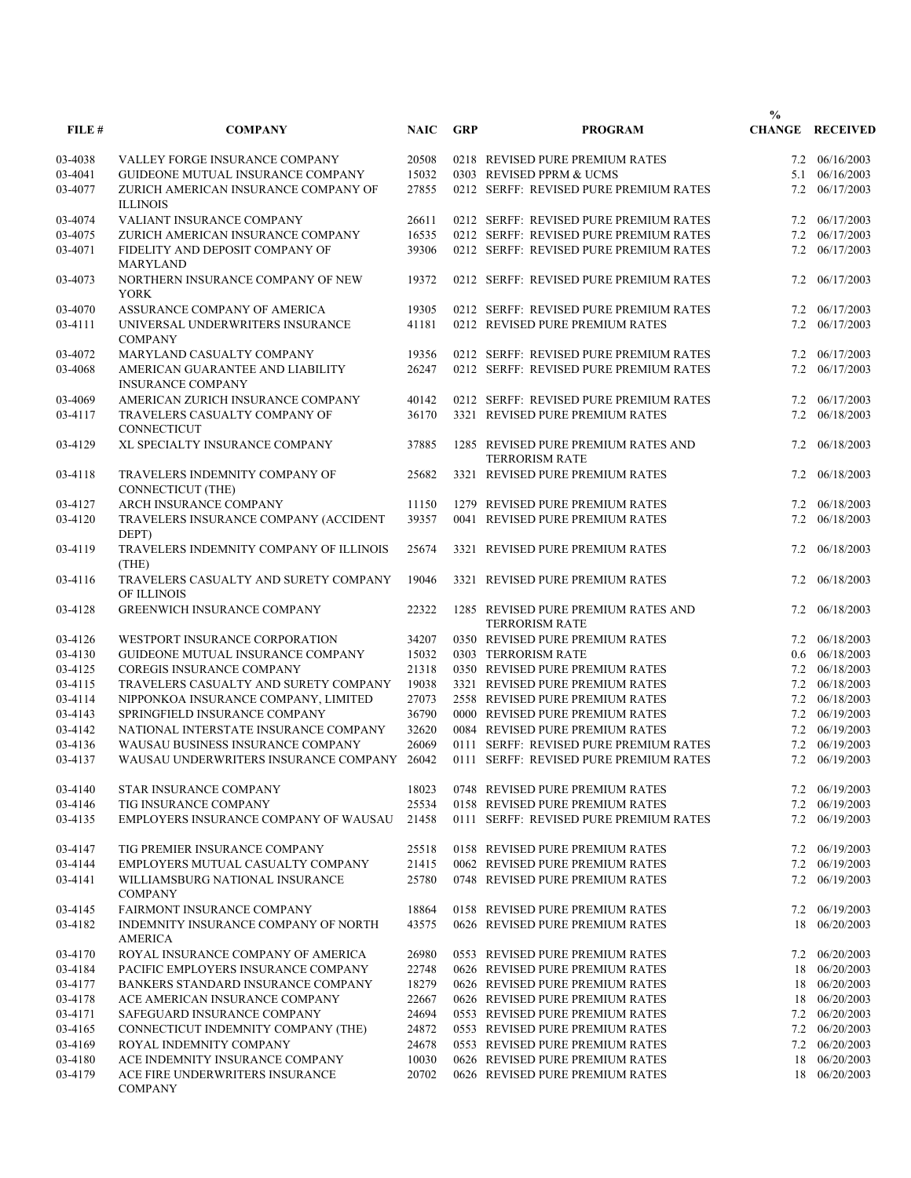| FILE # | COMPANY | NAIC | GRP | PROGRAM | % CHANGE | RECEIVED |
|---|---|---|---|---|---|---|
| 03-4038 | VALLEY FORGE INSURANCE COMPANY | 20508 | 0218 | REVISED PURE PREMIUM RATES | 7.2 | 06/16/2003 |
| 03-4041 | GUIDEONE MUTUAL INSURANCE COMPANY | 15032 | 0303 | REVISED PPRM & UCMS | 5.1 | 06/16/2003 |
| 03-4077 | ZURICH AMERICAN INSURANCE COMPANY OF ILLINOIS | 27855 | 0212 | SERFF: REVISED PURE PREMIUM RATES | 7.2 | 06/17/2003 |
| 03-4074 | VALIANT INSURANCE COMPANY | 26611 | 0212 | SERFF: REVISED PURE PREMIUM RATES | 7.2 | 06/17/2003 |
| 03-4075 | ZURICH AMERICAN INSURANCE COMPANY | 16535 | 0212 | SERFF: REVISED PURE PREMIUM RATES | 7.2 | 06/17/2003 |
| 03-4071 | FIDELITY AND DEPOSIT COMPANY OF MARYLAND | 39306 | 0212 | SERFF: REVISED PURE PREMIUM RATES | 7.2 | 06/17/2003 |
| 03-4073 | NORTHERN INSURANCE COMPANY OF NEW YORK | 19372 | 0212 | SERFF: REVISED PURE PREMIUM RATES | 7.2 | 06/17/2003 |
| 03-4070 | ASSURANCE COMPANY OF AMERICA | 19305 | 0212 | SERFF: REVISED PURE PREMIUM RATES | 7.2 | 06/17/2003 |
| 03-4111 | UNIVERSAL UNDERWRITERS INSURANCE COMPANY | 41181 | 0212 | REVISED PURE PREMIUM RATES | 7.2 | 06/17/2003 |
| 03-4072 | MARYLAND CASUALTY COMPANY | 19356 | 0212 | SERFF: REVISED PURE PREMIUM RATES | 7.2 | 06/17/2003 |
| 03-4068 | AMERICAN GUARANTEE AND LIABILITY INSURANCE COMPANY | 26247 | 0212 | SERFF: REVISED PURE PREMIUM RATES | 7.2 | 06/17/2003 |
| 03-4069 | AMERICAN ZURICH INSURANCE COMPANY | 40142 | 0212 | SERFF: REVISED PURE PREMIUM RATES | 7.2 | 06/17/2003 |
| 03-4117 | TRAVELERS CASUALTY COMPANY OF CONNECTICUT | 36170 | 3321 | REVISED PURE PREMIUM RATES | 7.2 | 06/18/2003 |
| 03-4129 | XL SPECIALTY INSURANCE COMPANY | 37885 | 1285 | REVISED PURE PREMIUM RATES AND TERRORISM RATE | 7.2 | 06/18/2003 |
| 03-4118 | TRAVELERS INDEMNITY COMPANY OF CONNECTICUT (THE) | 25682 | 3321 | REVISED PURE PREMIUM RATES | 7.2 | 06/18/2003 |
| 03-4127 | ARCH INSURANCE COMPANY | 11150 | 1279 | REVISED PURE PREMIUM RATES | 7.2 | 06/18/2003 |
| 03-4120 | TRAVELERS INSURANCE COMPANY (ACCIDENT DEPT) | 39357 | 0041 | REVISED PURE PREMIUM RATES | 7.2 | 06/18/2003 |
| 03-4119 | TRAVELERS INDEMNITY COMPANY OF ILLINOIS (THE) | 25674 | 3321 | REVISED PURE PREMIUM RATES | 7.2 | 06/18/2003 |
| 03-4116 | TRAVELERS CASUALTY AND SURETY COMPANY OF ILLINOIS | 19046 | 3321 | REVISED PURE PREMIUM RATES | 7.2 | 06/18/2003 |
| 03-4128 | GREENWICH INSURANCE COMPANY | 22322 | 1285 | REVISED PURE PREMIUM RATES AND TERRORISM RATE | 7.2 | 06/18/2003 |
| 03-4126 | WESTPORT INSURANCE CORPORATION | 34207 | 0350 | REVISED PURE PREMIUM RATES | 7.2 | 06/18/2003 |
| 03-4130 | GUIDEONE MUTUAL INSURANCE COMPANY | 15032 | 0303 | TERRORISM RATE | 0.6 | 06/18/2003 |
| 03-4125 | COREGIS INSURANCE COMPANY | 21318 | 0350 | REVISED PURE PREMIUM RATES | 7.2 | 06/18/2003 |
| 03-4115 | TRAVELERS CASUALTY AND SURETY COMPANY | 19038 | 3321 | REVISED PURE PREMIUM RATES | 7.2 | 06/18/2003 |
| 03-4114 | NIPPONKOA INSURANCE COMPANY, LIMITED | 27073 | 2558 | REVISED PURE PREMIUM RATES | 7.2 | 06/18/2003 |
| 03-4143 | SPRINGFIELD INSURANCE COMPANY | 36790 | 0000 | REVISED PURE PREMIUM RATES | 7.2 | 06/19/2003 |
| 03-4142 | NATIONAL INTERSTATE INSURANCE COMPANY | 32620 | 0084 | REVISED PURE PREMIUM RATES | 7.2 | 06/19/2003 |
| 03-4136 | WAUSAU BUSINESS INSURANCE COMPANY | 26069 | 0111 | SERFF: REVISED PURE PREMIUM RATES | 7.2 | 06/19/2003 |
| 03-4137 | WAUSAU UNDERWRITERS INSURANCE COMPANY | 26042 | 0111 | SERFF: REVISED PURE PREMIUM RATES | 7.2 | 06/19/2003 |
| 03-4140 | STAR INSURANCE COMPANY | 18023 | 0748 | REVISED PURE PREMIUM RATES | 7.2 | 06/19/2003 |
| 03-4146 | TIG INSURANCE COMPANY | 25534 | 0158 | REVISED PURE PREMIUM RATES | 7.2 | 06/19/2003 |
| 03-4135 | EMPLOYERS INSURANCE COMPANY OF WAUSAU | 21458 | 0111 | SERFF: REVISED PURE PREMIUM RATES | 7.2 | 06/19/2003 |
| 03-4147 | TIG PREMIER INSURANCE COMPANY | 25518 | 0158 | REVISED PURE PREMIUM RATES | 7.2 | 06/19/2003 |
| 03-4144 | EMPLOYERS MUTUAL CASUALTY COMPANY | 21415 | 0062 | REVISED PURE PREMIUM RATES | 7.2 | 06/19/2003 |
| 03-4141 | WILLIAMSBURG NATIONAL INSURANCE COMPANY | 25780 | 0748 | REVISED PURE PREMIUM RATES | 7.2 | 06/19/2003 |
| 03-4145 | FAIRMONT INSURANCE COMPANY | 18864 | 0158 | REVISED PURE PREMIUM RATES | 7.2 | 06/19/2003 |
| 03-4182 | INDEMNITY INSURANCE COMPANY OF NORTH AMERICA | 43575 | 0626 | REVISED PURE PREMIUM RATES | 18 | 06/20/2003 |
| 03-4170 | ROYAL INSURANCE COMPANY OF AMERICA | 26980 | 0553 | REVISED PURE PREMIUM RATES | 7.2 | 06/20/2003 |
| 03-4184 | PACIFIC EMPLOYERS INSURANCE COMPANY | 22748 | 0626 | REVISED PURE PREMIUM RATES | 18 | 06/20/2003 |
| 03-4177 | BANKERS STANDARD INSURANCE COMPANY | 18279 | 0626 | REVISED PURE PREMIUM RATES | 18 | 06/20/2003 |
| 03-4178 | ACE AMERICAN INSURANCE COMPANY | 22667 | 0626 | REVISED PURE PREMIUM RATES | 18 | 06/20/2003 |
| 03-4171 | SAFEGUARD INSURANCE COMPANY | 24694 | 0553 | REVISED PURE PREMIUM RATES | 7.2 | 06/20/2003 |
| 03-4165 | CONNECTICUT INDEMNITY COMPANY (THE) | 24872 | 0553 | REVISED PURE PREMIUM RATES | 7.2 | 06/20/2003 |
| 03-4169 | ROYAL INDEMNITY COMPANY | 24678 | 0553 | REVISED PURE PREMIUM RATES | 7.2 | 06/20/2003 |
| 03-4180 | ACE INDEMNITY INSURANCE COMPANY | 10030 | 0626 | REVISED PURE PREMIUM RATES | 18 | 06/20/2003 |
| 03-4179 | ACE FIRE UNDERWRITERS INSURANCE COMPANY | 20702 | 0626 | REVISED PURE PREMIUM RATES | 18 | 06/20/2003 |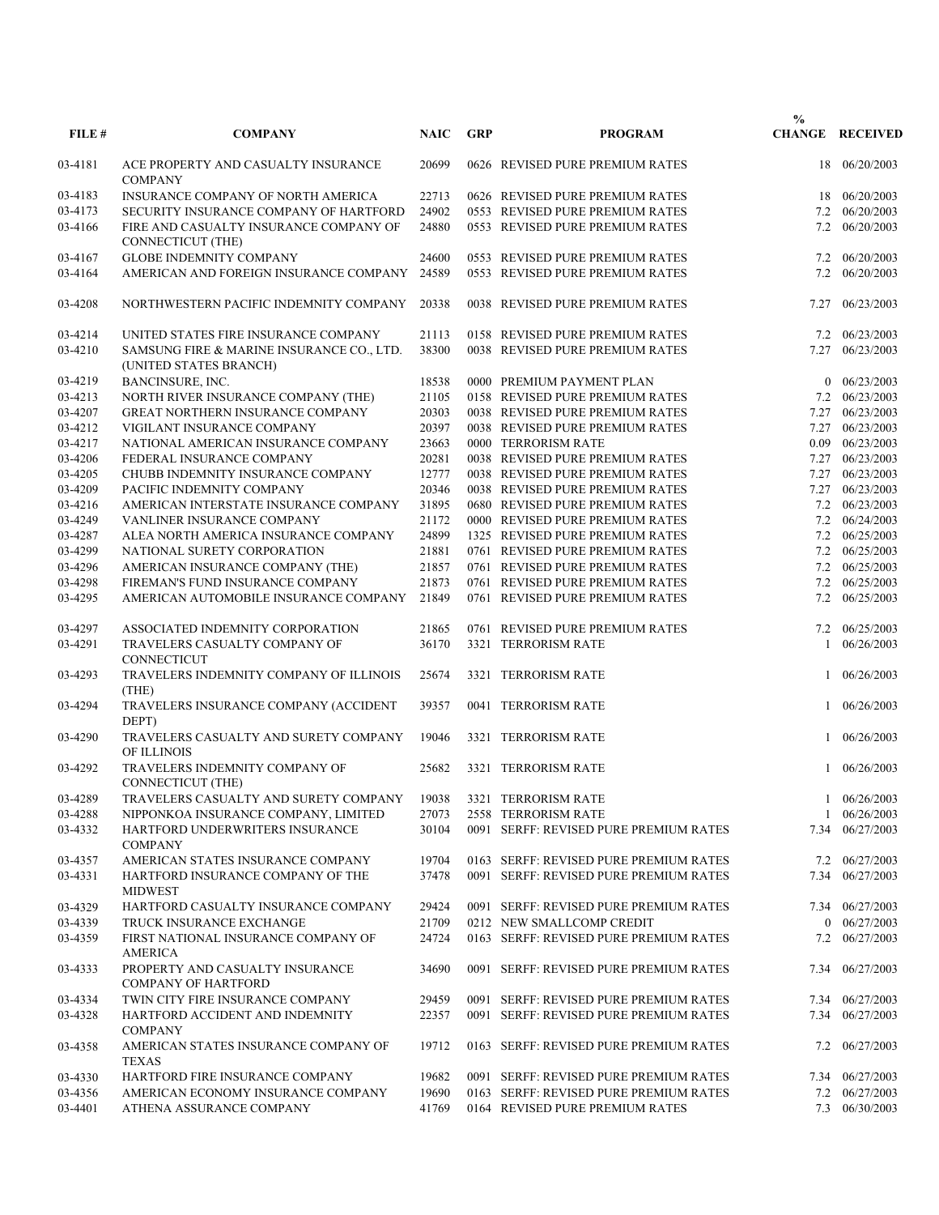| FILE # | COMPANY | NAIC | GRP | PROGRAM | % CHANGE | RECEIVED |
|---|---|---|---|---|---|---|
| 03-4181 | ACE PROPERTY AND CASUALTY INSURANCE COMPANY | 20699 | 0626 | REVISED PURE PREMIUM RATES | 18 | 06/20/2003 |
| 03-4183 | INSURANCE COMPANY OF NORTH AMERICA | 22713 | 0626 | REVISED PURE PREMIUM RATES | 18 | 06/20/2003 |
| 03-4173 | SECURITY INSURANCE COMPANY OF HARTFORD | 24902 | 0553 | REVISED PURE PREMIUM RATES | 7.2 | 06/20/2003 |
| 03-4166 | FIRE AND CASUALTY INSURANCE COMPANY OF CONNECTICUT (THE) | 24880 | 0553 | REVISED PURE PREMIUM RATES | 7.2 | 06/20/2003 |
| 03-4167 | GLOBE INDEMNITY COMPANY | 24600 | 0553 | REVISED PURE PREMIUM RATES | 7.2 | 06/20/2003 |
| 03-4164 | AMERICAN AND FOREIGN INSURANCE COMPANY | 24589 | 0553 | REVISED PURE PREMIUM RATES | 7.2 | 06/20/2003 |
| 03-4208 | NORTHWESTERN PACIFIC INDEMNITY COMPANY | 20338 | 0038 | REVISED PURE PREMIUM RATES | 7.27 | 06/23/2003 |
| 03-4214 | UNITED STATES FIRE INSURANCE COMPANY | 21113 | 0158 | REVISED PURE PREMIUM RATES | 7.2 | 06/23/2003 |
| 03-4210 | SAMSUNG FIRE & MARINE INSURANCE CO., LTD. (UNITED STATES BRANCH) | 38300 | 0038 | REVISED PURE PREMIUM RATES | 7.27 | 06/23/2003 |
| 03-4219 | BANCINSURE, INC. | 18538 | 0000 | PREMIUM PAYMENT PLAN | 0 | 06/23/2003 |
| 03-4213 | NORTH RIVER INSURANCE COMPANY (THE) | 21105 | 0158 | REVISED PURE PREMIUM RATES | 7.2 | 06/23/2003 |
| 03-4207 | GREAT NORTHERN INSURANCE COMPANY | 20303 | 0038 | REVISED PURE PREMIUM RATES | 7.27 | 06/23/2003 |
| 03-4212 | VIGILANT INSURANCE COMPANY | 20397 | 0038 | REVISED PURE PREMIUM RATES | 7.27 | 06/23/2003 |
| 03-4217 | NATIONAL AMERICAN INSURANCE COMPANY | 23663 | 0000 | TERRORISM RATE | 0.09 | 06/23/2003 |
| 03-4206 | FEDERAL INSURANCE COMPANY | 20281 | 0038 | REVISED PURE PREMIUM RATES | 7.27 | 06/23/2003 |
| 03-4205 | CHUBB INDEMNITY INSURANCE COMPANY | 12777 | 0038 | REVISED PURE PREMIUM RATES | 7.27 | 06/23/2003 |
| 03-4209 | PACIFIC INDEMNITY COMPANY | 20346 | 0038 | REVISED PURE PREMIUM RATES | 7.27 | 06/23/2003 |
| 03-4216 | AMERICAN INTERSTATE INSURANCE COMPANY | 31895 | 0680 | REVISED PURE PREMIUM RATES | 7.2 | 06/23/2003 |
| 03-4249 | VANLINER INSURANCE COMPANY | 21172 | 0000 | REVISED PURE PREMIUM RATES | 7.2 | 06/24/2003 |
| 03-4287 | ALEA NORTH AMERICA INSURANCE COMPANY | 24899 | 1325 | REVISED PURE PREMIUM RATES | 7.2 | 06/25/2003 |
| 03-4299 | NATIONAL SURETY CORPORATION | 21881 | 0761 | REVISED PURE PREMIUM RATES | 7.2 | 06/25/2003 |
| 03-4296 | AMERICAN INSURANCE COMPANY (THE) | 21857 | 0761 | REVISED PURE PREMIUM RATES | 7.2 | 06/25/2003 |
| 03-4298 | FIREMAN'S FUND INSURANCE COMPANY | 21873 | 0761 | REVISED PURE PREMIUM RATES | 7.2 | 06/25/2003 |
| 03-4295 | AMERICAN AUTOMOBILE INSURANCE COMPANY | 21849 | 0761 | REVISED PURE PREMIUM RATES | 7.2 | 06/25/2003 |
| 03-4297 | ASSOCIATED INDEMNITY CORPORATION | 21865 | 0761 | REVISED PURE PREMIUM RATES | 7.2 | 06/25/2003 |
| 03-4291 | TRAVELERS CASUALTY COMPANY OF CONNECTICUT | 36170 | 3321 | TERRORISM RATE | 1 | 06/26/2003 |
| 03-4293 | TRAVELERS INDEMNITY COMPANY OF ILLINOIS (THE) | 25674 | 3321 | TERRORISM RATE | 1 | 06/26/2003 |
| 03-4294 | TRAVELERS INSURANCE COMPANY (ACCIDENT DEPT) | 39357 | 0041 | TERRORISM RATE | 1 | 06/26/2003 |
| 03-4290 | TRAVELERS CASUALTY AND SURETY COMPANY OF ILLINOIS | 19046 | 3321 | TERRORISM RATE | 1 | 06/26/2003 |
| 03-4292 | TRAVELERS INDEMNITY COMPANY OF CONNECTICUT (THE) | 25682 | 3321 | TERRORISM RATE | 1 | 06/26/2003 |
| 03-4289 | TRAVELERS CASUALTY AND SURETY COMPANY | 19038 | 3321 | TERRORISM RATE | 1 | 06/26/2003 |
| 03-4288 | NIPPONKOA INSURANCE COMPANY, LIMITED | 27073 | 2558 | TERRORISM RATE | 1 | 06/26/2003 |
| 03-4332 | HARTFORD UNDERWRITERS INSURANCE COMPANY | 30104 | 0091 | SERFF: REVISED PURE PREMIUM RATES | 7.34 | 06/27/2003 |
| 03-4357 | AMERICAN STATES INSURANCE COMPANY | 19704 | 0163 | SERFF: REVISED PURE PREMIUM RATES | 7.2 | 06/27/2003 |
| 03-4331 | HARTFORD INSURANCE COMPANY OF THE MIDWEST | 37478 | 0091 | SERFF: REVISED PURE PREMIUM RATES | 7.34 | 06/27/2003 |
| 03-4329 | HARTFORD CASUALTY INSURANCE COMPANY | 29424 | 0091 | SERFF: REVISED PURE PREMIUM RATES | 7.34 | 06/27/2003 |
| 03-4339 | TRUCK INSURANCE EXCHANGE | 21709 | 0212 | NEW SMALLCOMP CREDIT | 0 | 06/27/2003 |
| 03-4359 | FIRST NATIONAL INSURANCE COMPANY OF AMERICA | 24724 | 0163 | SERFF: REVISED PURE PREMIUM RATES | 7.2 | 06/27/2003 |
| 03-4333 | PROPERTY AND CASUALTY INSURANCE COMPANY OF HARTFORD | 34690 | 0091 | SERFF: REVISED PURE PREMIUM RATES | 7.34 | 06/27/2003 |
| 03-4334 | TWIN CITY FIRE INSURANCE COMPANY | 29459 | 0091 | SERFF: REVISED PURE PREMIUM RATES | 7.34 | 06/27/2003 |
| 03-4328 | HARTFORD ACCIDENT AND INDEMNITY COMPANY | 22357 | 0091 | SERFF: REVISED PURE PREMIUM RATES | 7.34 | 06/27/2003 |
| 03-4358 | AMERICAN STATES INSURANCE COMPANY OF TEXAS | 19712 | 0163 | SERFF: REVISED PURE PREMIUM RATES | 7.2 | 06/27/2003 |
| 03-4330 | HARTFORD FIRE INSURANCE COMPANY | 19682 | 0091 | SERFF: REVISED PURE PREMIUM RATES | 7.34 | 06/27/2003 |
| 03-4356 | AMERICAN ECONOMY INSURANCE COMPANY | 19690 | 0163 | SERFF: REVISED PURE PREMIUM RATES | 7.2 | 06/27/2003 |
| 03-4401 | ATHENA ASSURANCE COMPANY | 41769 | 0164 | REVISED PURE PREMIUM RATES | 7.3 | 06/30/2003 |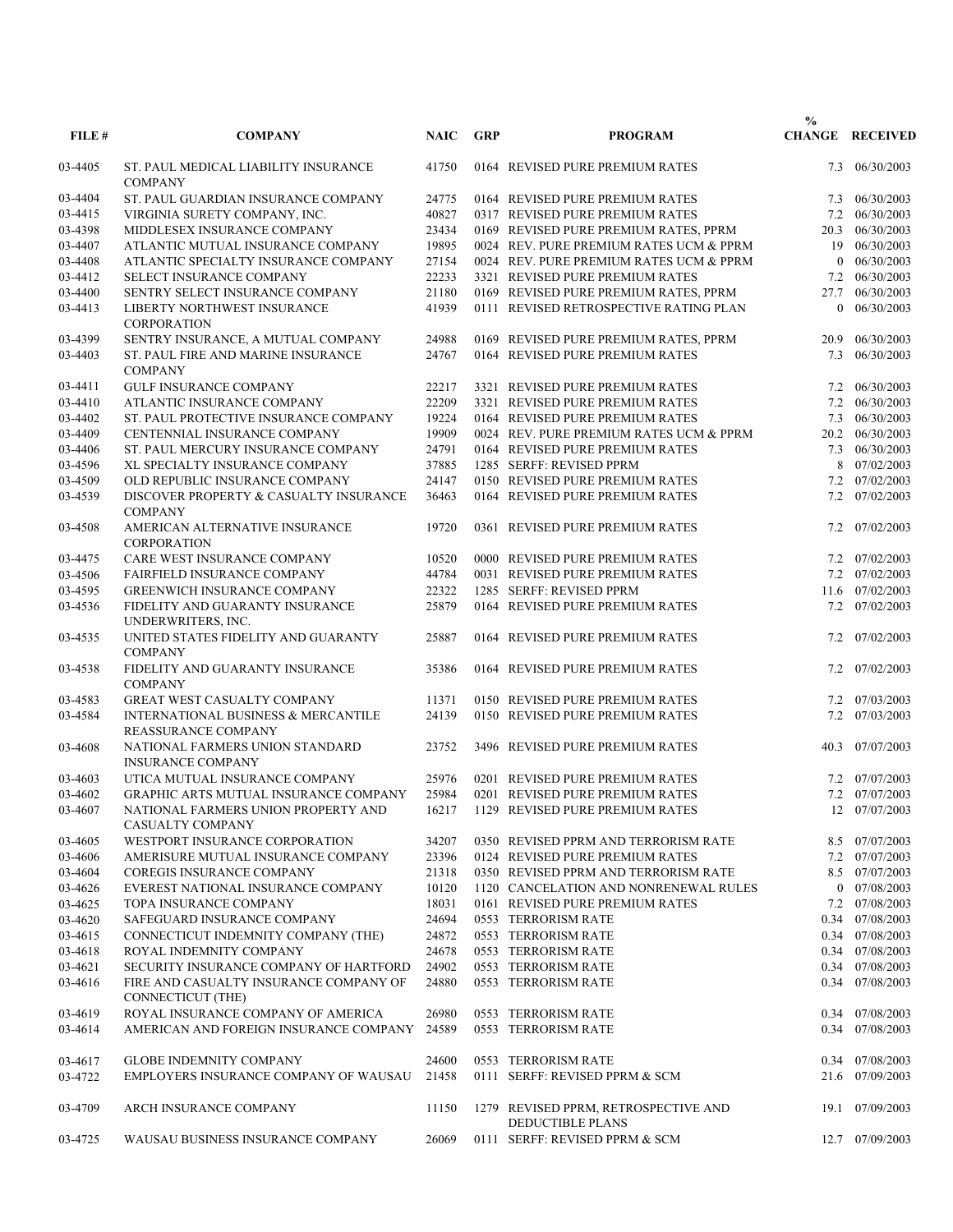| FILE # | COMPANY | NAIC | GRP | PROGRAM | % CHANGE | RECEIVED |
|---|---|---|---|---|---|---|
| 03-4405 | ST. PAUL MEDICAL LIABILITY INSURANCE COMPANY | 41750 | 0164 | REVISED PURE PREMIUM RATES | 7.3 | 06/30/2003 |
| 03-4404 | ST. PAUL GUARDIAN INSURANCE COMPANY | 24775 | 0164 | REVISED PURE PREMIUM RATES | 7.3 | 06/30/2003 |
| 03-4415 | VIRGINIA SURETY COMPANY, INC. | 40827 | 0317 | REVISED PURE PREMIUM RATES | 7.2 | 06/30/2003 |
| 03-4398 | MIDDLESEX INSURANCE COMPANY | 23434 | 0169 | REVISED PURE PREMIUM RATES, PPRM | 20.3 | 06/30/2003 |
| 03-4407 | ATLANTIC MUTUAL INSURANCE COMPANY | 19895 | 0024 | REV. PURE PREMIUM RATES UCM & PPRM | 19 | 06/30/2003 |
| 03-4408 | ATLANTIC SPECIALTY INSURANCE COMPANY | 27154 | 0024 | REV. PURE PREMIUM RATES UCM & PPRM | 0 | 06/30/2003 |
| 03-4412 | SELECT INSURANCE COMPANY | 22233 | 3321 | REVISED PURE PREMIUM RATES | 7.2 | 06/30/2003 |
| 03-4400 | SENTRY SELECT INSURANCE COMPANY | 21180 | 0169 | REVISED PURE PREMIUM RATES, PPRM | 27.7 | 06/30/2003 |
| 03-4413 | LIBERTY NORTHWEST INSURANCE CORPORATION | 41939 | 0111 | REVISED RETROSPECTIVE RATING PLAN | 0 | 06/30/2003 |
| 03-4399 | SENTRY INSURANCE, A MUTUAL COMPANY | 24988 | 0169 | REVISED PURE PREMIUM RATES, PPRM | 20.9 | 06/30/2003 |
| 03-4403 | ST. PAUL FIRE AND MARINE INSURANCE COMPANY | 24767 | 0164 | REVISED PURE PREMIUM RATES | 7.3 | 06/30/2003 |
| 03-4411 | GULF INSURANCE COMPANY | 22217 | 3321 | REVISED PURE PREMIUM RATES | 7.2 | 06/30/2003 |
| 03-4410 | ATLANTIC INSURANCE COMPANY | 22209 | 3321 | REVISED PURE PREMIUM RATES | 7.2 | 06/30/2003 |
| 03-4402 | ST. PAUL PROTECTIVE INSURANCE COMPANY | 19224 | 0164 | REVISED PURE PREMIUM RATES | 7.3 | 06/30/2003 |
| 03-4409 | CENTENNIAL INSURANCE COMPANY | 19909 | 0024 | REV. PURE PREMIUM RATES UCM & PPRM | 20.2 | 06/30/2003 |
| 03-4406 | ST. PAUL MERCURY INSURANCE COMPANY | 24791 | 0164 | REVISED PURE PREMIUM RATES | 7.3 | 06/30/2003 |
| 03-4596 | XL SPECIALTY INSURANCE COMPANY | 37885 | 1285 | SERFF: REVISED PPRM | 8 | 07/02/2003 |
| 03-4509 | OLD REPUBLIC INSURANCE COMPANY | 24147 | 0150 | REVISED PURE PREMIUM RATES | 7.2 | 07/02/2003 |
| 03-4539 | DISCOVER PROPERTY & CASUALTY INSURANCE COMPANY | 36463 | 0164 | REVISED PURE PREMIUM RATES | 7.2 | 07/02/2003 |
| 03-4508 | AMERICAN ALTERNATIVE INSURANCE CORPORATION | 19720 | 0361 | REVISED PURE PREMIUM RATES | 7.2 | 07/02/2003 |
| 03-4475 | CARE WEST INSURANCE COMPANY | 10520 | 0000 | REVISED PURE PREMIUM RATES | 7.2 | 07/02/2003 |
| 03-4506 | FAIRFIELD INSURANCE COMPANY | 44784 | 0031 | REVISED PURE PREMIUM RATES | 7.2 | 07/02/2003 |
| 03-4595 | GREENWICH INSURANCE COMPANY | 22322 | 1285 | SERFF: REVISED PPRM | 11.6 | 07/02/2003 |
| 03-4536 | FIDELITY AND GUARANTY INSURANCE UNDERWRITERS, INC. | 25879 | 0164 | REVISED PURE PREMIUM RATES | 7.2 | 07/02/2003 |
| 03-4535 | UNITED STATES FIDELITY AND GUARANTY COMPANY | 25887 | 0164 | REVISED PURE PREMIUM RATES | 7.2 | 07/02/2003 |
| 03-4538 | FIDELITY AND GUARANTY INSURANCE COMPANY | 35386 | 0164 | REVISED PURE PREMIUM RATES | 7.2 | 07/02/2003 |
| 03-4583 | GREAT WEST CASUALTY COMPANY | 11371 | 0150 | REVISED PURE PREMIUM RATES | 7.2 | 07/03/2003 |
| 03-4584 | INTERNATIONAL BUSINESS & MERCANTILE REASSURANCE COMPANY | 24139 | 0150 | REVISED PURE PREMIUM RATES | 7.2 | 07/03/2003 |
| 03-4608 | NATIONAL FARMERS UNION STANDARD INSURANCE COMPANY | 23752 | 3496 | REVISED PURE PREMIUM RATES | 40.3 | 07/07/2003 |
| 03-4603 | UTICA MUTUAL INSURANCE COMPANY | 25976 | 0201 | REVISED PURE PREMIUM RATES | 7.2 | 07/07/2003 |
| 03-4602 | GRAPHIC ARTS MUTUAL INSURANCE COMPANY | 25984 | 0201 | REVISED PURE PREMIUM RATES | 7.2 | 07/07/2003 |
| 03-4607 | NATIONAL FARMERS UNION PROPERTY AND CASUALTY COMPANY | 16217 | 1129 | REVISED PURE PREMIUM RATES | 12 | 07/07/2003 |
| 03-4605 | WESTPORT INSURANCE CORPORATION | 34207 | 0350 | REVISED PPRM AND TERRORISM RATE | 8.5 | 07/07/2003 |
| 03-4606 | AMERISURE MUTUAL INSURANCE COMPANY | 23396 | 0124 | REVISED PURE PREMIUM RATES | 7.2 | 07/07/2003 |
| 03-4604 | COREGIS INSURANCE COMPANY | 21318 | 0350 | REVISED PPRM AND TERRORISM RATE | 8.5 | 07/07/2003 |
| 03-4626 | EVEREST NATIONAL INSURANCE COMPANY | 10120 | 1120 | CANCELATION AND NONRENEWAL RULES | 0 | 07/08/2003 |
| 03-4625 | TOPA INSURANCE COMPANY | 18031 | 0161 | REVISED PURE PREMIUM RATES | 7.2 | 07/08/2003 |
| 03-4620 | SAFEGUARD INSURANCE COMPANY | 24694 | 0553 | TERRORISM RATE | 0.34 | 07/08/2003 |
| 03-4615 | CONNECTICUT INDEMNITY COMPANY (THE) | 24872 | 0553 | TERRORISM RATE | 0.34 | 07/08/2003 |
| 03-4618 | ROYAL INDEMNITY COMPANY | 24678 | 0553 | TERRORISM RATE | 0.34 | 07/08/2003 |
| 03-4621 | SECURITY INSURANCE COMPANY OF HARTFORD | 24902 | 0553 | TERRORISM RATE | 0.34 | 07/08/2003 |
| 03-4616 | FIRE AND CASUALTY INSURANCE COMPANY OF CONNECTICUT (THE) | 24880 | 0553 | TERRORISM RATE | 0.34 | 07/08/2003 |
| 03-4619 | ROYAL INSURANCE COMPANY OF AMERICA | 26980 | 0553 | TERRORISM RATE | 0.34 | 07/08/2003 |
| 03-4614 | AMERICAN AND FOREIGN INSURANCE COMPANY | 24589 | 0553 | TERRORISM RATE | 0.34 | 07/08/2003 |
| 03-4617 | GLOBE INDEMNITY COMPANY | 24600 | 0553 | TERRORISM RATE | 0.34 | 07/08/2003 |
| 03-4722 | EMPLOYERS INSURANCE COMPANY OF WAUSAU | 21458 | 0111 | SERFF: REVISED PPRM & SCM | 21.6 | 07/09/2003 |
| 03-4709 | ARCH INSURANCE COMPANY | 11150 | 1279 | REVISED PPRM, RETROSPECTIVE AND DEDUCTIBLE PLANS | 19.1 | 07/09/2003 |
| 03-4725 | WAUSAU BUSINESS INSURANCE COMPANY | 26069 | 0111 | SERFF: REVISED PPRM & SCM | 12.7 | 07/09/2003 |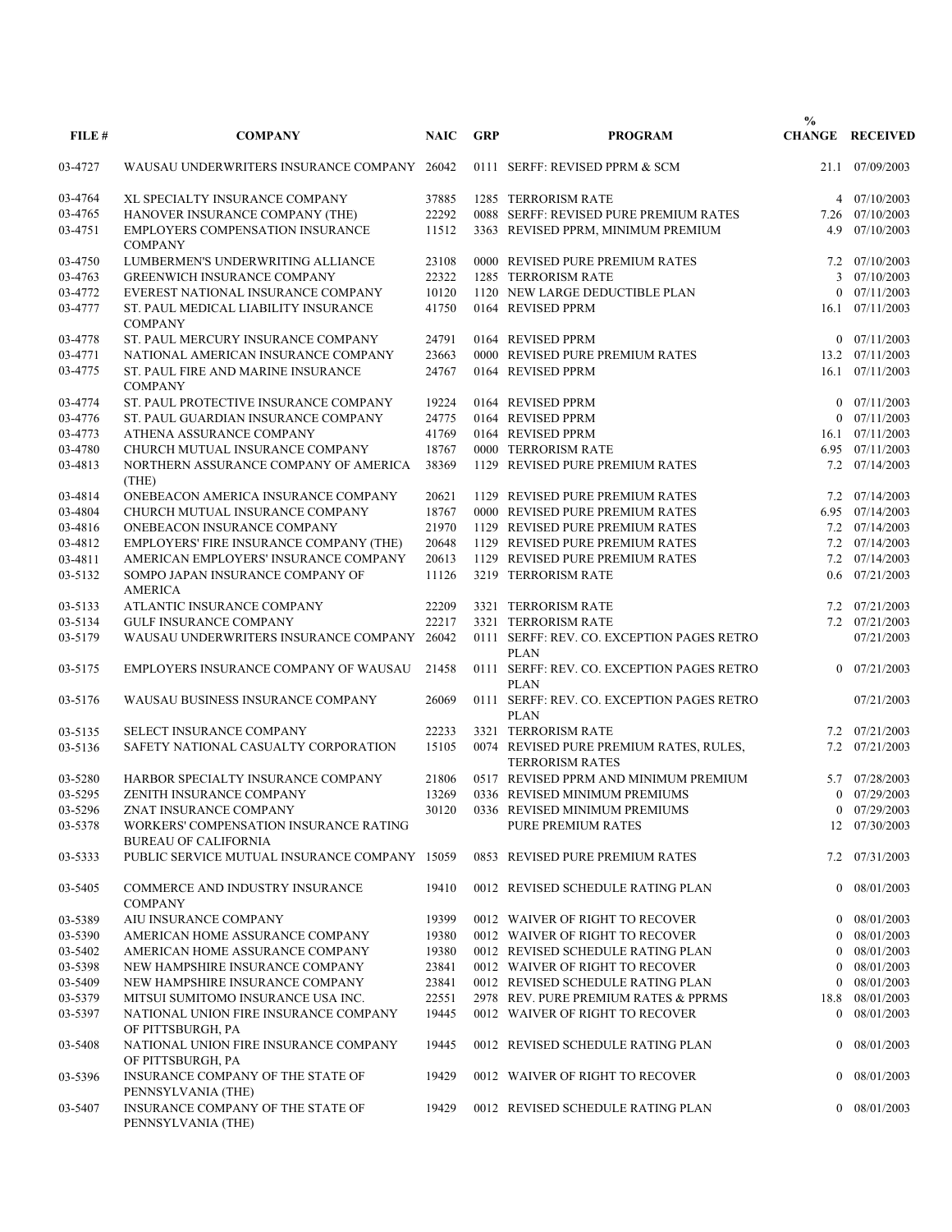| FILE # | COMPANY | NAIC | GRP | PROGRAM | % CHANGE | RECEIVED |
|---|---|---|---|---|---|---|
| 03-4727 | WAUSAU UNDERWRITERS INSURANCE COMPANY | 26042 | 0111 | SERFF: REVISED PPRM & SCM | 21.1 | 07/09/2003 |
| 03-4764 | XL SPECIALTY INSURANCE COMPANY | 37885 | 1285 | TERRORISM RATE | 4 | 07/10/2003 |
| 03-4765 | HANOVER INSURANCE COMPANY (THE) | 22292 | 0088 | SERFF: REVISED PURE PREMIUM RATES | 7.26 | 07/10/2003 |
| 03-4751 | EMPLOYERS COMPENSATION INSURANCE COMPANY | 11512 | 3363 | REVISED PPRM, MINIMUM PREMIUM | 4.9 | 07/10/2003 |
| 03-4750 | LUMBERMEN'S UNDERWRITING ALLIANCE | 23108 | 0000 | REVISED PURE PREMIUM RATES | 7.2 | 07/10/2003 |
| 03-4763 | GREENWICH INSURANCE COMPANY | 22322 | 1285 | TERRORISM RATE | 3 | 07/10/2003 |
| 03-4772 | EVEREST NATIONAL INSURANCE COMPANY | 10120 | 1120 | NEW LARGE DEDUCTIBLE PLAN | 0 | 07/11/2003 |
| 03-4777 | ST. PAUL MEDICAL LIABILITY INSURANCE COMPANY | 41750 | 0164 | REVISED PPRM | 16.1 | 07/11/2003 |
| 03-4778 | ST. PAUL MERCURY INSURANCE COMPANY | 24791 | 0164 | REVISED PPRM | 0 | 07/11/2003 |
| 03-4771 | NATIONAL AMERICAN INSURANCE COMPANY | 23663 | 0000 | REVISED PURE PREMIUM RATES | 13.2 | 07/11/2003 |
| 03-4775 | ST. PAUL FIRE AND MARINE INSURANCE COMPANY | 24767 | 0164 | REVISED PPRM | 16.1 | 07/11/2003 |
| 03-4774 | ST. PAUL PROTECTIVE INSURANCE COMPANY | 19224 | 0164 | REVISED PPRM | 0 | 07/11/2003 |
| 03-4776 | ST. PAUL GUARDIAN INSURANCE COMPANY | 24775 | 0164 | REVISED PPRM | 0 | 07/11/2003 |
| 03-4773 | ATHENA ASSURANCE COMPANY | 41769 | 0164 | REVISED PPRM | 16.1 | 07/11/2003 |
| 03-4780 | CHURCH MUTUAL INSURANCE COMPANY | 18767 | 0000 | TERRORISM RATE | 6.95 | 07/11/2003 |
| 03-4813 | NORTHERN ASSURANCE COMPANY OF AMERICA (THE) | 38369 | 1129 | REVISED PURE PREMIUM RATES | 7.2 | 07/14/2003 |
| 03-4814 | ONEBEACON AMERICA INSURANCE COMPANY | 20621 | 1129 | REVISED PURE PREMIUM RATES | 7.2 | 07/14/2003 |
| 03-4804 | CHURCH MUTUAL INSURANCE COMPANY | 18767 | 0000 | REVISED PURE PREMIUM RATES | 6.95 | 07/14/2003 |
| 03-4816 | ONEBEACON INSURANCE COMPANY | 21970 | 1129 | REVISED PURE PREMIUM RATES | 7.2 | 07/14/2003 |
| 03-4812 | EMPLOYERS' FIRE INSURANCE COMPANY (THE) | 20648 | 1129 | REVISED PURE PREMIUM RATES | 7.2 | 07/14/2003 |
| 03-4811 | AMERICAN EMPLOYERS' INSURANCE COMPANY | 20613 | 1129 | REVISED PURE PREMIUM RATES | 7.2 | 07/14/2003 |
| 03-5132 | SOMPO JAPAN INSURANCE COMPANY OF AMERICA | 11126 | 3219 | TERRORISM RATE | 0.6 | 07/21/2003 |
| 03-5133 | ATLANTIC INSURANCE COMPANY | 22209 | 3321 | TERRORISM RATE | 7.2 | 07/21/2003 |
| 03-5134 | GULF INSURANCE COMPANY | 22217 | 3321 | TERRORISM RATE | 7.2 | 07/21/2003 |
| 03-5179 | WAUSAU UNDERWRITERS INSURANCE COMPANY | 26042 | 0111 | SERFF: REV. CO. EXCEPTION PAGES RETRO PLAN | | 07/21/2003 |
| 03-5175 | EMPLOYERS INSURANCE COMPANY OF WAUSAU | 21458 | 0111 | SERFF: REV. CO. EXCEPTION PAGES RETRO PLAN | 0 | 07/21/2003 |
| 03-5176 | WAUSAU BUSINESS INSURANCE COMPANY | 26069 | 0111 | SERFF: REV. CO. EXCEPTION PAGES RETRO PLAN | | 07/21/2003 |
| 03-5135 | SELECT INSURANCE COMPANY | 22233 | 3321 | TERRORISM RATE | 7.2 | 07/21/2003 |
| 03-5136 | SAFETY NATIONAL CASUALTY CORPORATION | 15105 | 0074 | REVISED PURE PREMIUM RATES, RULES, TERRORISM RATES | 7.2 | 07/21/2003 |
| 03-5280 | HARBOR SPECIALTY INSURANCE COMPANY | 21806 | 0517 | REVISED PPRM AND MINIMUM PREMIUM | 5.7 | 07/28/2003 |
| 03-5295 | ZENITH INSURANCE COMPANY | 13269 | 0336 | REVISED MINIMUM PREMIUMS | 0 | 07/29/2003 |
| 03-5296 | ZNAT INSURANCE COMPANY | 30120 | 0336 | REVISED MINIMUM PREMIUMS | 0 | 07/29/2003 |
| 03-5378 | WORKERS' COMPENSATION INSURANCE RATING BUREAU OF CALIFORNIA | | | PURE PREMIUM RATES | 12 | 07/30/2003 |
| 03-5333 | PUBLIC SERVICE MUTUAL INSURANCE COMPANY | 15059 | 0853 | REVISED PURE PREMIUM RATES | 7.2 | 07/31/2003 |
| 03-5405 | COMMERCE AND INDUSTRY INSURANCE COMPANY | 19410 | 0012 | REVISED SCHEDULE RATING PLAN | 0 | 08/01/2003 |
| 03-5389 | AIU INSURANCE COMPANY | 19399 | 0012 | WAIVER OF RIGHT TO RECOVER | 0 | 08/01/2003 |
| 03-5390 | AMERICAN HOME ASSURANCE COMPANY | 19380 | 0012 | WAIVER OF RIGHT TO RECOVER | 0 | 08/01/2003 |
| 03-5402 | AMERICAN HOME ASSURANCE COMPANY | 19380 | 0012 | REVISED SCHEDULE RATING PLAN | 0 | 08/01/2003 |
| 03-5398 | NEW HAMPSHIRE INSURANCE COMPANY | 23841 | 0012 | WAIVER OF RIGHT TO RECOVER | 0 | 08/01/2003 |
| 03-5409 | NEW HAMPSHIRE INSURANCE COMPANY | 23841 | 0012 | REVISED SCHEDULE RATING PLAN | 0 | 08/01/2003 |
| 03-5379 | MITSUI SUMITOMO INSURANCE USA INC. | 22551 | 2978 | REV. PURE PREMIUM RATES & PPRMS | 18.8 | 08/01/2003 |
| 03-5397 | NATIONAL UNION FIRE INSURANCE COMPANY OF PITTSBURGH, PA | 19445 | 0012 | WAIVER OF RIGHT TO RECOVER | 0 | 08/01/2003 |
| 03-5408 | NATIONAL UNION FIRE INSURANCE COMPANY OF PITTSBURGH, PA | 19445 | 0012 | REVISED SCHEDULE RATING PLAN | 0 | 08/01/2003 |
| 03-5396 | INSURANCE COMPANY OF THE STATE OF PENNSYLVANIA (THE) | 19429 | 0012 | WAIVER OF RIGHT TO RECOVER | 0 | 08/01/2003 |
| 03-5407 | INSURANCE COMPANY OF THE STATE OF PENNSYLVANIA (THE) | 19429 | 0012 | REVISED SCHEDULE RATING PLAN | 0 | 08/01/2003 |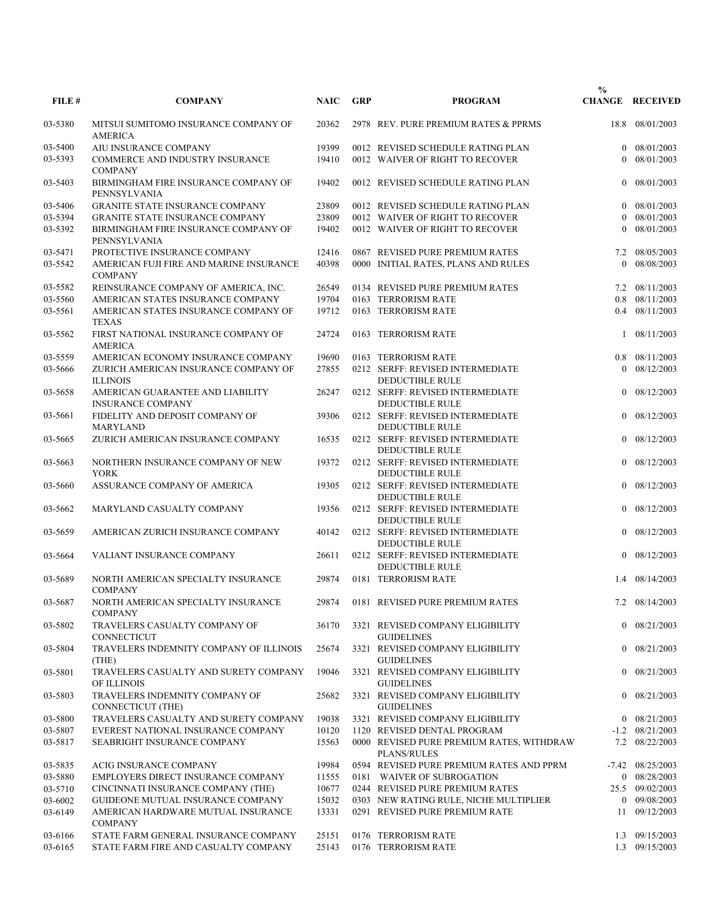| FILE # | COMPANY | NAIC | GRP | PROGRAM | % CHANGE | RECEIVED |
|---|---|---|---|---|---|---|
| 03-5380 | MITSUI SUMITOMO INSURANCE COMPANY OF AMERICA | 20362 | 2978 | REV. PURE PREMIUM RATES & PPRMS | 18.8 | 08/01/2003 |
| 03-5400 | AIU INSURANCE COMPANY | 19399 | 0012 | REVISED SCHEDULE RATING PLAN | 0 | 08/01/2003 |
| 03-5393 | COMMERCE AND INDUSTRY INSURANCE COMPANY | 19410 | 0012 | WAIVER OF RIGHT TO RECOVER | 0 | 08/01/2003 |
| 03-5403 | BIRMINGHAM FIRE INSURANCE COMPANY OF PENNSYLVANIA | 19402 | 0012 | REVISED SCHEDULE RATING PLAN | 0 | 08/01/2003 |
| 03-5406 | GRANITE STATE INSURANCE COMPANY | 23809 | 0012 | REVISED SCHEDULE RATING PLAN | 0 | 08/01/2003 |
| 03-5394 | GRANITE STATE INSURANCE COMPANY | 23809 | 0012 | WAIVER OF RIGHT TO RECOVER | 0 | 08/01/2003 |
| 03-5392 | BIRMINGHAM FIRE INSURANCE COMPANY OF PENNSYLVANIA | 19402 | 0012 | WAIVER OF RIGHT TO RECOVER | 0 | 08/01/2003 |
| 03-5471 | PROTECTIVE INSURANCE COMPANY | 12416 | 0867 | REVISED PURE PREMIUM RATES | 7.2 | 08/05/2003 |
| 03-5542 | AMERICAN FUJI FIRE AND MARINE INSURANCE COMPANY | 40398 | 0000 | INITIAL RATES, PLANS AND RULES | 0 | 08/08/2003 |
| 03-5582 | REINSURANCE COMPANY OF AMERICA, INC. | 26549 | 0134 | REVISED PURE PREMIUM RATES | 7.2 | 08/11/2003 |
| 03-5560 | AMERICAN STATES INSURANCE COMPANY | 19704 | 0163 | TERRORISM RATE | 0.8 | 08/11/2003 |
| 03-5561 | AMERICAN STATES INSURANCE COMPANY OF TEXAS | 19712 | 0163 | TERRORISM RATE | 0.4 | 08/11/2003 |
| 03-5562 | FIRST NATIONAL INSURANCE COMPANY OF AMERICA | 24724 | 0163 | TERRORISM RATE | 1 | 08/11/2003 |
| 03-5559 | AMERICAN ECONOMY INSURANCE COMPANY | 19690 | 0163 | TERRORISM RATE | 0.8 | 08/11/2003 |
| 03-5666 | ZURICH AMERICAN INSURANCE COMPANY OF ILLINOIS | 27855 | 0212 | SERFF: REVISED INTERMEDIATE DEDUCTIBLE RULE | 0 | 08/12/2003 |
| 03-5658 | AMERICAN GUARANTEE AND LIABILITY INSURANCE COMPANY | 26247 | 0212 | SERFF: REVISED INTERMEDIATE DEDUCTIBLE RULE | 0 | 08/12/2003 |
| 03-5661 | FIDELITY AND DEPOSIT COMPANY OF MARYLAND | 39306 | 0212 | SERFF: REVISED INTERMEDIATE DEDUCTIBLE RULE | 0 | 08/12/2003 |
| 03-5665 | ZURICH AMERICAN INSURANCE COMPANY | 16535 | 0212 | SERFF: REVISED INTERMEDIATE DEDUCTIBLE RULE | 0 | 08/12/2003 |
| 03-5663 | NORTHERN INSURANCE COMPANY OF NEW YORK | 19372 | 0212 | SERFF: REVISED INTERMEDIATE DEDUCTIBLE RULE | 0 | 08/12/2003 |
| 03-5660 | ASSURANCE COMPANY OF AMERICA | 19305 | 0212 | SERFF: REVISED INTERMEDIATE DEDUCTIBLE RULE | 0 | 08/12/2003 |
| 03-5662 | MARYLAND CASUALTY COMPANY | 19356 | 0212 | SERFF: REVISED INTERMEDIATE DEDUCTIBLE RULE | 0 | 08/12/2003 |
| 03-5659 | AMERICAN ZURICH INSURANCE COMPANY | 40142 | 0212 | SERFF: REVISED INTERMEDIATE DEDUCTIBLE RULE | 0 | 08/12/2003 |
| 03-5664 | VALIANT INSURANCE COMPANY | 26611 | 0212 | SERFF: REVISED INTERMEDIATE DEDUCTIBLE RULE | 0 | 08/12/2003 |
| 03-5689 | NORTH AMERICAN SPECIALTY INSURANCE COMPANY | 29874 | 0181 | TERRORISM RATE | 1.4 | 08/14/2003 |
| 03-5687 | NORTH AMERICAN SPECIALTY INSURANCE COMPANY | 29874 | 0181 | REVISED PURE PREMIUM RATES | 7.2 | 08/14/2003 |
| 03-5802 | TRAVELERS CASUALTY COMPANY OF CONNECTICUT | 36170 | 3321 | REVISED COMPANY ELIGIBILITY GUIDELINES | 0 | 08/21/2003 |
| 03-5804 | TRAVELERS INDEMNITY COMPANY OF ILLINOIS (THE) | 25674 | 3321 | REVISED COMPANY ELIGIBILITY GUIDELINES | 0 | 08/21/2003 |
| 03-5801 | TRAVELERS CASUALTY AND SURETY COMPANY OF ILLINOIS | 19046 | 3321 | REVISED COMPANY ELIGIBILITY GUIDELINES | 0 | 08/21/2003 |
| 03-5803 | TRAVELERS INDEMNITY COMPANY OF CONNECTICUT (THE) | 25682 | 3321 | REVISED COMPANY ELIGIBILITY GUIDELINES | 0 | 08/21/2003 |
| 03-5800 | TRAVELERS CASUALTY AND SURETY COMPANY | 19038 | 3321 | REVISED COMPANY ELIGIBILITY | 0 | 08/21/2003 |
| 03-5807 | EVEREST NATIONAL INSURANCE COMPANY | 10120 | 1120 | REVISED DENTAL PROGRAM | -1.2 | 08/21/2003 |
| 03-5817 | SEABRIGHT INSURANCE COMPANY | 15563 | 0000 | REVISED PURE PREMIUM RATES, WITHDRAW PLANS/RULES | 7.2 | 08/22/2003 |
| 03-5835 | ACIG INSURANCE COMPANY | 19984 | 0594 | REVISED PURE PREMIUM RATES AND PPRM | -7.42 | 08/25/2003 |
| 03-5880 | EMPLOYERS DIRECT INSURANCE COMPANY | 11555 | 0181 | WAIVER OF SUBROGATION | 0 | 08/28/2003 |
| 03-5710 | CINCINNATI INSURANCE COMPANY (THE) | 10677 | 0244 | REVISED PURE PREMIUM RATES | 25.5 | 09/02/2003 |
| 03-6002 | GUIDEONE MUTUAL INSURANCE COMPANY | 15032 | 0303 | NEW RATING RULE, NICHE MULTIPLIER | 0 | 09/08/2003 |
| 03-6149 | AMERICAN HARDWARE MUTUAL INSURANCE COMPANY | 13331 | 0291 | REVISED PURE PREMIUM RATE | 11 | 09/12/2003 |
| 03-6166 | STATE FARM GENERAL INSURANCE COMPANY | 25151 | 0176 | TERRORISM RATE | 1.3 | 09/15/2003 |
| 03-6165 | STATE FARM FIRE AND CASUALTY COMPANY | 25143 | 0176 | TERRORISM RATE | 1.3 | 09/15/2003 |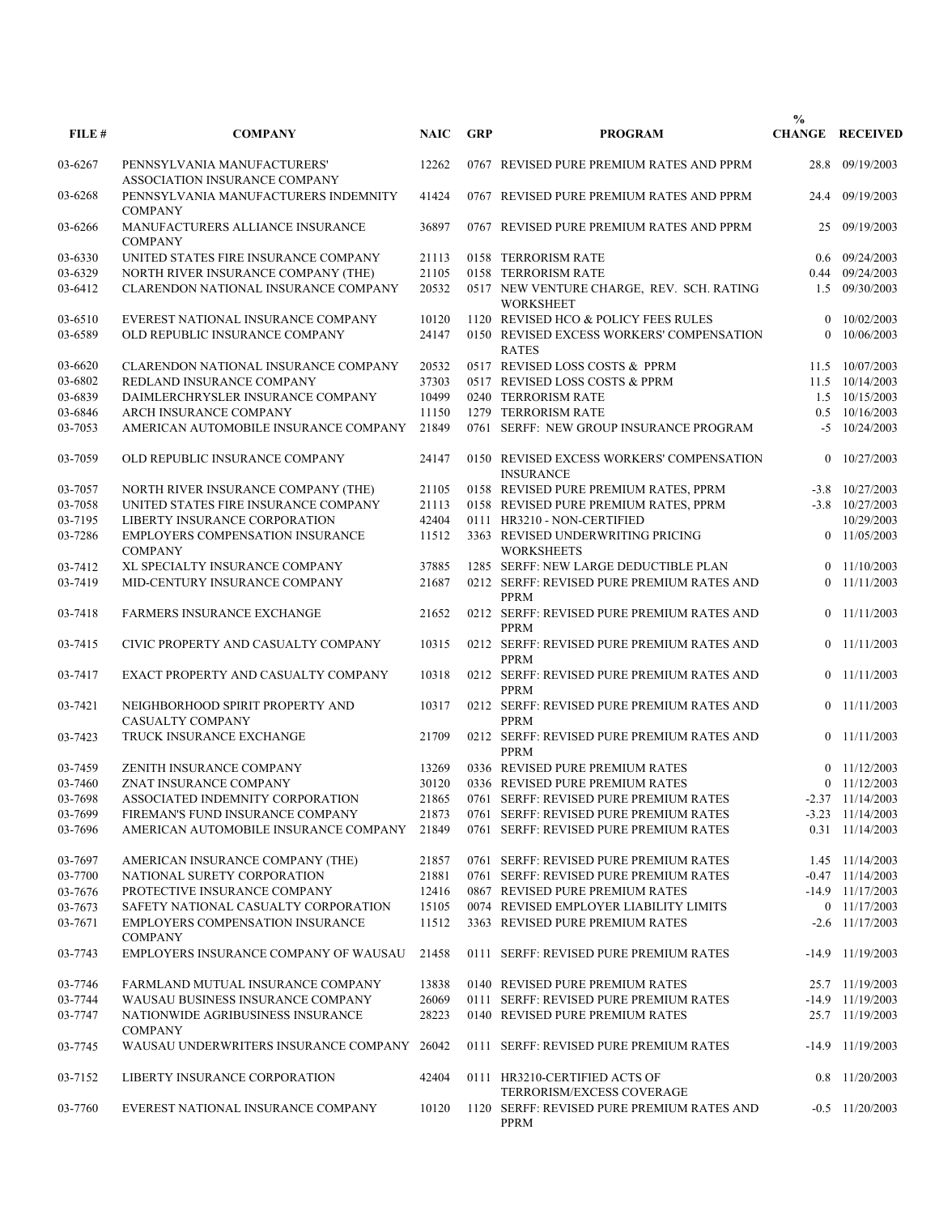| FILE # | COMPANY | NAIC | GRP | PROGRAM | % CHANGE | RECEIVED |
|---|---|---|---|---|---|---|
| 03-6267 | PENNSYLVANIA MANUFACTURERS' ASSOCIATION INSURANCE COMPANY | 12262 | 0767 | REVISED PURE PREMIUM RATES AND PPRM | 28.8 | 09/19/2003 |
| 03-6268 | PENNSYLVANIA MANUFACTURERS INDEMNITY COMPANY | 41424 | 0767 | REVISED PURE PREMIUM RATES AND PPRM | 24.4 | 09/19/2003 |
| 03-6266 | MANUFACTURERS ALLIANCE INSURANCE COMPANY | 36897 | 0767 | REVISED PURE PREMIUM RATES AND PPRM | 25 | 09/19/2003 |
| 03-6330 | UNITED STATES FIRE INSURANCE COMPANY | 21113 | 0158 | TERRORISM RATE | 0.6 | 09/24/2003 |
| 03-6329 | NORTH RIVER INSURANCE COMPANY (THE) | 21105 | 0158 | TERRORISM RATE | 0.44 | 09/24/2003 |
| 03-6412 | CLARENDON NATIONAL INSURANCE COMPANY | 20532 | 0517 | NEW VENTURE CHARGE, REV. SCH. RATING WORKSHEET | 1.5 | 09/30/2003 |
| 03-6510 | EVEREST NATIONAL INSURANCE COMPANY | 10120 | 1120 | REVISED HCO & POLICY FEES RULES | 0 | 10/02/2003 |
| 03-6589 | OLD REPUBLIC INSURANCE COMPANY | 24147 | 0150 | REVISED EXCESS WORKERS' COMPENSATION RATES | 0 | 10/06/2003 |
| 03-6620 | CLARENDON NATIONAL INSURANCE COMPANY | 20532 | 0517 | REVISED LOSS COSTS & PPRM | 11.5 | 10/07/2003 |
| 03-6802 | REDLAND INSURANCE COMPANY | 37303 | 0517 | REVISED LOSS COSTS & PPRM | 11.5 | 10/14/2003 |
| 03-6839 | DAIMLERCHRYSLER INSURANCE COMPANY | 10499 | 0240 | TERRORISM RATE | 1.5 | 10/15/2003 |
| 03-6846 | ARCH INSURANCE COMPANY | 11150 | 1279 | TERRORISM RATE | 0.5 | 10/16/2003 |
| 03-7053 | AMERICAN AUTOMOBILE INSURANCE COMPANY | 21849 | 0761 | SERFF: NEW GROUP INSURANCE PROGRAM | -5 | 10/24/2003 |
| 03-7059 | OLD REPUBLIC INSURANCE COMPANY | 24147 | 0150 | REVISED EXCESS WORKERS' COMPENSATION INSURANCE | 0 | 10/27/2003 |
| 03-7057 | NORTH RIVER INSURANCE COMPANY (THE) | 21105 | 0158 | REVISED PURE PREMIUM RATES, PPRM | -3.8 | 10/27/2003 |
| 03-7058 | UNITED STATES FIRE INSURANCE COMPANY | 21113 | 0158 | REVISED PURE PREMIUM RATES, PPRM | -3.8 | 10/27/2003 |
| 03-7195 | LIBERTY INSURANCE CORPORATION | 42404 | 0111 | HR3210 - NON-CERTIFIED | | 10/29/2003 |
| 03-7286 | EMPLOYERS COMPENSATION INSURANCE COMPANY | 11512 | 3363 | REVISED UNDERWRITING PRICING WORKSHEETS | 0 | 11/05/2003 |
| 03-7412 | XL SPECIALTY INSURANCE COMPANY | 37885 | 1285 | SERFF: NEW LARGE DEDUCTIBLE PLAN | 0 | 11/10/2003 |
| 03-7419 | MID-CENTURY INSURANCE COMPANY | 21687 | 0212 | SERFF: REVISED PURE PREMIUM RATES AND PPRM | 0 | 11/11/2003 |
| 03-7418 | FARMERS INSURANCE EXCHANGE | 21652 | 0212 | SERFF: REVISED PURE PREMIUM RATES AND PPRM | 0 | 11/11/2003 |
| 03-7415 | CIVIC PROPERTY AND CASUALTY COMPANY | 10315 | 0212 | SERFF: REVISED PURE PREMIUM RATES AND PPRM | 0 | 11/11/2003 |
| 03-7417 | EXACT PROPERTY AND CASUALTY COMPANY | 10318 | 0212 | SERFF: REVISED PURE PREMIUM RATES AND PPRM | 0 | 11/11/2003 |
| 03-7421 | NEIGHBORHOOD SPIRIT PROPERTY AND CASUALTY COMPANY | 10317 | 0212 | SERFF: REVISED PURE PREMIUM RATES AND PPRM | 0 | 11/11/2003 |
| 03-7423 | TRUCK INSURANCE EXCHANGE | 21709 | 0212 | SERFF: REVISED PURE PREMIUM RATES AND PPRM | 0 | 11/11/2003 |
| 03-7459 | ZENITH INSURANCE COMPANY | 13269 | 0336 | REVISED PURE PREMIUM RATES | 0 | 11/12/2003 |
| 03-7460 | ZNAT INSURANCE COMPANY | 30120 | 0336 | REVISED PURE PREMIUM RATES | 0 | 11/12/2003 |
| 03-7698 | ASSOCIATED INDEMNITY CORPORATION | 21865 | 0761 | SERFF: REVISED PURE PREMIUM RATES | -2.37 | 11/14/2003 |
| 03-7699 | FIREMAN'S FUND INSURANCE COMPANY | 21873 | 0761 | SERFF: REVISED PURE PREMIUM RATES | -3.23 | 11/14/2003 |
| 03-7696 | AMERICAN AUTOMOBILE INSURANCE COMPANY | 21849 | 0761 | SERFF: REVISED PURE PREMIUM RATES | 0.31 | 11/14/2003 |
| 03-7697 | AMERICAN INSURANCE COMPANY (THE) | 21857 | 0761 | SERFF: REVISED PURE PREMIUM RATES | 1.45 | 11/14/2003 |
| 03-7700 | NATIONAL SURETY CORPORATION | 21881 | 0761 | SERFF: REVISED PURE PREMIUM RATES | -0.47 | 11/14/2003 |
| 03-7676 | PROTECTIVE INSURANCE COMPANY | 12416 | 0867 | REVISED PURE PREMIUM RATES | -14.9 | 11/17/2003 |
| 03-7673 | SAFETY NATIONAL CASUALTY CORPORATION | 15105 | 0074 | REVISED EMPLOYER LIABILITY LIMITS | 0 | 11/17/2003 |
| 03-7671 | EMPLOYERS COMPENSATION INSURANCE COMPANY | 11512 | 3363 | REVISED PURE PREMIUM RATES | -2.6 | 11/17/2003 |
| 03-7743 | EMPLOYERS INSURANCE COMPANY OF WAUSAU | 21458 | 0111 | SERFF: REVISED PURE PREMIUM RATES | -14.9 | 11/19/2003 |
| 03-7746 | FARMLAND MUTUAL INSURANCE COMPANY | 13838 | 0140 | REVISED PURE PREMIUM RATES | 25.7 | 11/19/2003 |
| 03-7744 | WAUSAU BUSINESS INSURANCE COMPANY | 26069 | 0111 | SERFF: REVISED PURE PREMIUM RATES | -14.9 | 11/19/2003 |
| 03-7747 | NATIONWIDE AGRIBUSINESS INSURANCE COMPANY | 28223 | 0140 | REVISED PURE PREMIUM RATES | 25.7 | 11/19/2003 |
| 03-7745 | WAUSAU UNDERWRITERS INSURANCE COMPANY | 26042 | 0111 | SERFF: REVISED PURE PREMIUM RATES | -14.9 | 11/19/2003 |
| 03-7152 | LIBERTY INSURANCE CORPORATION | 42404 | 0111 | HR3210-CERTIFIED ACTS OF TERRORISM/EXCESS COVERAGE | 0.8 | 11/20/2003 |
| 03-7760 | EVEREST NATIONAL INSURANCE COMPANY | 10120 | 1120 | SERFF: REVISED PURE PREMIUM RATES AND PPRM | -0.5 | 11/20/2003 |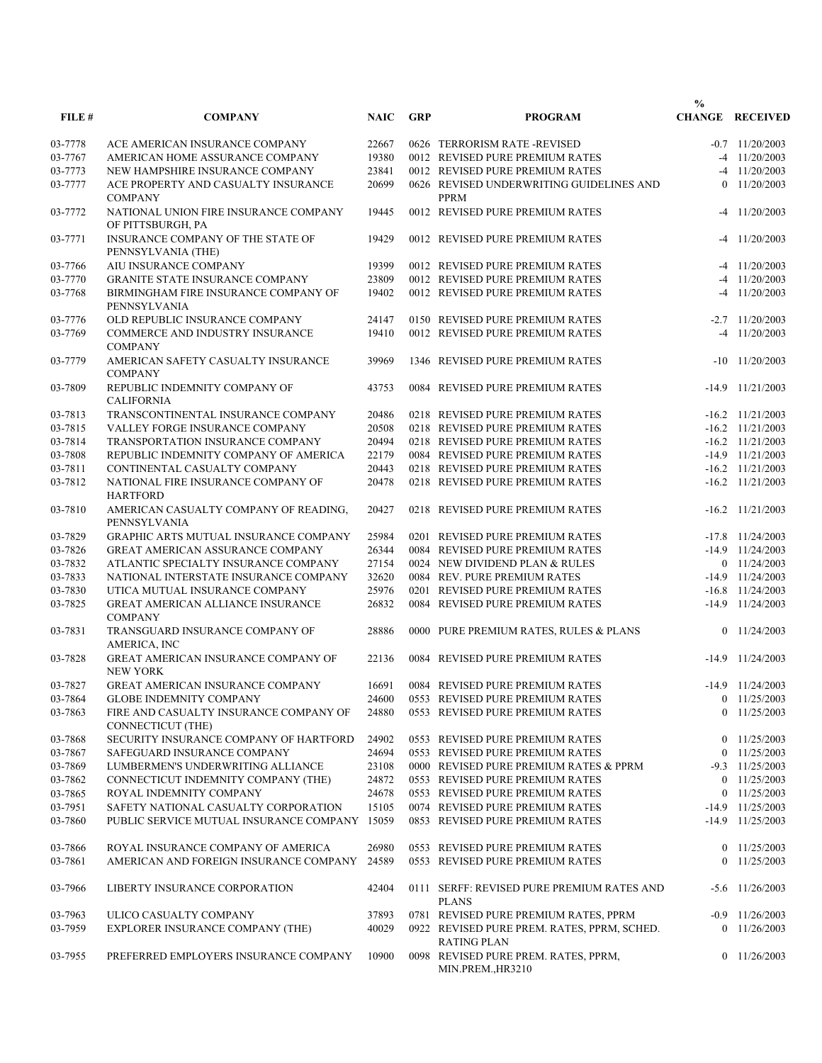| FILE # | COMPANY | NAIC | GRP | PROGRAM | % CHANGE | RECEIVED |
|---|---|---|---|---|---|---|
| 03-7778 | ACE AMERICAN INSURANCE COMPANY | 22667 | 0626 | TERRORISM RATE -REVISED | -0.7 | 11/20/2003 |
| 03-7767 | AMERICAN HOME ASSURANCE COMPANY | 19380 | 0012 | REVISED PURE PREMIUM RATES | -4 | 11/20/2003 |
| 03-7773 | NEW HAMPSHIRE INSURANCE COMPANY | 23841 | 0012 | REVISED PURE PREMIUM RATES | -4 | 11/20/2003 |
| 03-7777 | ACE PROPERTY AND CASUALTY INSURANCE COMPANY | 20699 | 0626 | REVISED UNDERWRITING GUIDELINES AND PPRM | 0 | 11/20/2003 |
| 03-7772 | NATIONAL UNION FIRE INSURANCE COMPANY OF PITTSBURGH, PA | 19445 | 0012 | REVISED PURE PREMIUM RATES | -4 | 11/20/2003 |
| 03-7771 | INSURANCE COMPANY OF THE STATE OF PENNSYLVANIA (THE) | 19429 | 0012 | REVISED PURE PREMIUM RATES | -4 | 11/20/2003 |
| 03-7766 | AIU INSURANCE COMPANY | 19399 | 0012 | REVISED PURE PREMIUM RATES | -4 | 11/20/2003 |
| 03-7770 | GRANITE STATE INSURANCE COMPANY | 23809 | 0012 | REVISED PURE PREMIUM RATES | -4 | 11/20/2003 |
| 03-7768 | BIRMINGHAM FIRE INSURANCE COMPANY OF PENNSYLVANIA | 19402 | 0012 | REVISED PURE PREMIUM RATES | -4 | 11/20/2003 |
| 03-7776 | OLD REPUBLIC INSURANCE COMPANY | 24147 | 0150 | REVISED PURE PREMIUM RATES | -2.7 | 11/20/2003 |
| 03-7769 | COMMERCE AND INDUSTRY INSURANCE COMPANY | 19410 | 0012 | REVISED PURE PREMIUM RATES | -4 | 11/20/2003 |
| 03-7779 | AMERICAN SAFETY CASUALTY INSURANCE COMPANY | 39969 | 1346 | REVISED PURE PREMIUM RATES | -10 | 11/20/2003 |
| 03-7809 | REPUBLIC INDEMNITY COMPANY OF CALIFORNIA | 43753 | 0084 | REVISED PURE PREMIUM RATES | -14.9 | 11/21/2003 |
| 03-7813 | TRANSCONTINENTAL INSURANCE COMPANY | 20486 | 0218 | REVISED PURE PREMIUM RATES | -16.2 | 11/21/2003 |
| 03-7815 | VALLEY FORGE INSURANCE COMPANY | 20508 | 0218 | REVISED PURE PREMIUM RATES | -16.2 | 11/21/2003 |
| 03-7814 | TRANSPORTATION INSURANCE COMPANY | 20494 | 0218 | REVISED PURE PREMIUM RATES | -16.2 | 11/21/2003 |
| 03-7808 | REPUBLIC INDEMNITY COMPANY OF AMERICA | 22179 | 0084 | REVISED PURE PREMIUM RATES | -14.9 | 11/21/2003 |
| 03-7811 | CONTINENTAL CASUALTY COMPANY | 20443 | 0218 | REVISED PURE PREMIUM RATES | -16.2 | 11/21/2003 |
| 03-7812 | NATIONAL FIRE INSURANCE COMPANY OF HARTFORD | 20478 | 0218 | REVISED PURE PREMIUM RATES | -16.2 | 11/21/2003 |
| 03-7810 | AMERICAN CASUALTY COMPANY OF READING, PENNSYLVANIA | 20427 | 0218 | REVISED PURE PREMIUM RATES | -16.2 | 11/21/2003 |
| 03-7829 | GRAPHIC ARTS MUTUAL INSURANCE COMPANY | 25984 | 0201 | REVISED PURE PREMIUM RATES | -17.8 | 11/24/2003 |
| 03-7826 | GREAT AMERICAN ASSURANCE COMPANY | 26344 | 0084 | REVISED PURE PREMIUM RATES | -14.9 | 11/24/2003 |
| 03-7832 | ATLANTIC SPECIALTY INSURANCE COMPANY | 27154 | 0024 | NEW DIVIDEND PLAN & RULES | 0 | 11/24/2003 |
| 03-7833 | NATIONAL INTERSTATE INSURANCE COMPANY | 32620 | 0084 | REV. PURE PREMIUM RATES | -14.9 | 11/24/2003 |
| 03-7830 | UTICA MUTUAL INSURANCE COMPANY | 25976 | 0201 | REVISED PURE PREMIUM RATES | -16.8 | 11/24/2003 |
| 03-7825 | GREAT AMERICAN ALLIANCE INSURANCE COMPANY | 26832 | 0084 | REVISED PURE PREMIUM RATES | -14.9 | 11/24/2003 |
| 03-7831 | TRANSGUARD INSURANCE COMPANY OF AMERICA, INC | 28886 | 0000 | PURE PREMIUM RATES, RULES & PLANS | 0 | 11/24/2003 |
| 03-7828 | GREAT AMERICAN INSURANCE COMPANY OF NEW YORK | 22136 | 0084 | REVISED PURE PREMIUM RATES | -14.9 | 11/24/2003 |
| 03-7827 | GREAT AMERICAN INSURANCE COMPANY | 16691 | 0084 | REVISED PURE PREMIUM RATES | -14.9 | 11/24/2003 |
| 03-7864 | GLOBE INDEMNITY COMPANY | 24600 | 0553 | REVISED PURE PREMIUM RATES | 0 | 11/25/2003 |
| 03-7863 | FIRE AND CASUALTY INSURANCE COMPANY OF CONNECTICUT (THE) | 24880 | 0553 | REVISED PURE PREMIUM RATES | 0 | 11/25/2003 |
| 03-7868 | SECURITY INSURANCE COMPANY OF HARTFORD | 24902 | 0553 | REVISED PURE PREMIUM RATES | 0 | 11/25/2003 |
| 03-7867 | SAFEGUARD INSURANCE COMPANY | 24694 | 0553 | REVISED PURE PREMIUM RATES | 0 | 11/25/2003 |
| 03-7869 | LUMBERMEN'S UNDERWRITING ALLIANCE | 23108 | 0000 | REVISED PURE PREMIUM RATES & PPRM | -9.3 | 11/25/2003 |
| 03-7862 | CONNECTICUT INDEMNITY COMPANY (THE) | 24872 | 0553 | REVISED PURE PREMIUM RATES | 0 | 11/25/2003 |
| 03-7865 | ROYAL INDEMNITY COMPANY | 24678 | 0553 | REVISED PURE PREMIUM RATES | 0 | 11/25/2003 |
| 03-7951 | SAFETY NATIONAL CASUALTY CORPORATION | 15105 | 0074 | REVISED PURE PREMIUM RATES | -14.9 | 11/25/2003 |
| 03-7860 | PUBLIC SERVICE MUTUAL INSURANCE COMPANY | 15059 | 0853 | REVISED PURE PREMIUM RATES | -14.9 | 11/25/2003 |
| 03-7866 | ROYAL INSURANCE COMPANY OF AMERICA | 26980 | 0553 | REVISED PURE PREMIUM RATES | 0 | 11/25/2003 |
| 03-7861 | AMERICAN AND FOREIGN INSURANCE COMPANY | 24589 | 0553 | REVISED PURE PREMIUM RATES | 0 | 11/25/2003 |
| 03-7966 | LIBERTY INSURANCE CORPORATION | 42404 | 0111 | SERFF: REVISED PURE PREMIUM RATES AND PLANS | -5.6 | 11/26/2003 |
| 03-7963 | ULICO CASUALTY COMPANY | 37893 | 0781 | REVISED PURE PREMIUM RATES, PPRM | -0.9 | 11/26/2003 |
| 03-7959 | EXPLORER INSURANCE COMPANY (THE) | 40029 | 0922 | REVISED PURE PREM. RATES, PPRM, SCHED. RATING PLAN | 0 | 11/26/2003 |
| 03-7955 | PREFERRED EMPLOYERS INSURANCE COMPANY | 10900 | 0098 | REVISED PURE PREM. RATES, PPRM, MIN.PREM.,HR3210 | 0 | 11/26/2003 |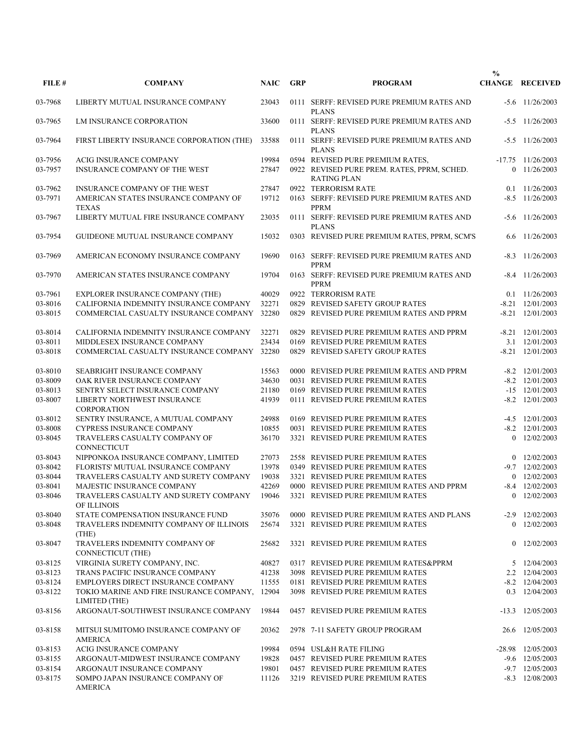| FILE # | COMPANY | NAIC | GRP | PROGRAM | % CHANGE | RECEIVED |
|---|---|---|---|---|---|---|
| 03-7968 | LIBERTY MUTUAL INSURANCE COMPANY | 23043 | 0111 | SERFF: REVISED PURE PREMIUM RATES AND PLANS | -5.6 | 11/26/2003 |
| 03-7965 | LM INSURANCE CORPORATION | 33600 | 0111 | SERFF: REVISED PURE PREMIUM RATES AND PLANS | -5.5 | 11/26/2003 |
| 03-7964 | FIRST LIBERTY INSURANCE CORPORATION (THE) | 33588 | 0111 | SERFF: REVISED PURE PREMIUM RATES AND PLANS | -5.5 | 11/26/2003 |
| 03-7956 | ACIG INSURANCE COMPANY | 19984 | 0594 | REVISED PURE PREMIUM RATES, | -17.75 | 11/26/2003 |
| 03-7957 | INSURANCE COMPANY OF THE WEST | 27847 | 0922 | REVISED PURE PREM. RATES, PPRM, SCHED. RATING PLAN | 0 | 11/26/2003 |
| 03-7962 | INSURANCE COMPANY OF THE WEST | 27847 | 0922 | TERRORISM RATE | 0.1 | 11/26/2003 |
| 03-7971 | AMERICAN STATES INSURANCE COMPANY OF TEXAS | 19712 | 0163 | SERFF: REVISED PURE PREMIUM RATES AND PPRM | -8.5 | 11/26/2003 |
| 03-7967 | LIBERTY MUTUAL FIRE INSURANCE COMPANY | 23035 | 0111 | SERFF: REVISED PURE PREMIUM RATES AND PLANS | -5.6 | 11/26/2003 |
| 03-7954 | GUIDEONE MUTUAL INSURANCE COMPANY | 15032 | 0303 | REVISED PURE PREMIUM RATES, PPRM, SCM'S | 6.6 | 11/26/2003 |
| 03-7969 | AMERICAN ECONOMY INSURANCE COMPANY | 19690 | 0163 | SERFF: REVISED PURE PREMIUM RATES AND PPRM | -8.3 | 11/26/2003 |
| 03-7970 | AMERICAN STATES INSURANCE COMPANY | 19704 | 0163 | SERFF: REVISED PURE PREMIUM RATES AND PPRM | -8.4 | 11/26/2003 |
| 03-7961 | EXPLORER INSURANCE COMPANY (THE) | 40029 | 0922 | TERRORISM RATE | 0.1 | 11/26/2003 |
| 03-8016 | CALIFORNIA INDEMNITY INSURANCE COMPANY | 32271 | 0829 | REVISED SAFETY GROUP RATES | -8.21 | 12/01/2003 |
| 03-8015 | COMMERCIAL CASUALTY INSURANCE COMPANY | 32280 | 0829 | REVISED PURE PREMIUM RATES AND PPRM | -8.21 | 12/01/2003 |
| 03-8014 | CALIFORNIA INDEMNITY INSURANCE COMPANY | 32271 | 0829 | REVISED PURE PREMIUM RATES AND PPRM | -8.21 | 12/01/2003 |
| 03-8011 | MIDDLESEX INSURANCE COMPANY | 23434 | 0169 | REVISED PURE PREMIUM RATES | 3.1 | 12/01/2003 |
| 03-8018 | COMMERCIAL CASUALTY INSURANCE COMPANY | 32280 | 0829 | REVISED SAFETY GROUP RATES | -8.21 | 12/01/2003 |
| 03-8010 | SEABRIGHT INSURANCE COMPANY | 15563 | 0000 | REVISED PURE PREMIUM RATES AND PPRM | -8.2 | 12/01/2003 |
| 03-8009 | OAK RIVER INSURANCE COMPANY | 34630 | 0031 | REVISED PURE PREMIUM RATES | -8.2 | 12/01/2003 |
| 03-8013 | SENTRY SELECT INSURANCE COMPANY | 21180 | 0169 | REVISED PURE PREMIUM RATES | -15 | 12/01/2003 |
| 03-8007 | LIBERTY NORTHWEST INSURANCE CORPORATION | 41939 | 0111 | REVISED PURE PREMIUM RATES | -8.2 | 12/01/2003 |
| 03-8012 | SENTRY INSURANCE, A MUTUAL COMPANY | 24988 | 0169 | REVISED PURE PREMIUM RATES | -4.5 | 12/01/2003 |
| 03-8008 | CYPRESS INSURANCE COMPANY | 10855 | 0031 | REVISED PURE PREMIUM RATES | -8.2 | 12/01/2003 |
| 03-8045 | TRAVELERS CASUALTY COMPANY OF CONNECTICUT | 36170 | 3321 | REVISED PURE PREMIUM RATES | 0 | 12/02/2003 |
| 03-8043 | NIPPONKOA INSURANCE COMPANY, LIMITED | 27073 | 2558 | REVISED PURE PREMIUM RATES | 0 | 12/02/2003 |
| 03-8042 | FLORISTS' MUTUAL INSURANCE COMPANY | 13978 | 0349 | REVISED PURE PREMIUM RATES | -9.7 | 12/02/2003 |
| 03-8044 | TRAVELERS CASUALTY AND SURETY COMPANY | 19038 | 3321 | REVISED PURE PREMIUM RATES | 0 | 12/02/2003 |
| 03-8041 | MAJESTIC INSURANCE COMPANY | 42269 | 0000 | REVISED PURE PREMIUM RATES AND PPRM | -8.4 | 12/02/2003 |
| 03-8046 | TRAVELERS CASUALTY AND SURETY COMPANY OF ILLINOIS | 19046 | 3321 | REVISED PURE PREMIUM RATES | 0 | 12/02/2003 |
| 03-8040 | STATE COMPENSATION INSURANCE FUND | 35076 | 0000 | REVISED PURE PREMIUM RATES AND PLANS | -2.9 | 12/02/2003 |
| 03-8048 | TRAVELERS INDEMNITY COMPANY OF ILLINOIS (THE) | 25674 | 3321 | REVISED PURE PREMIUM RATES | 0 | 12/02/2003 |
| 03-8047 | TRAVELERS INDEMNITY COMPANY OF CONNECTICUT (THE) | 25682 | 3321 | REVISED PURE PREMIUM RATES | 0 | 12/02/2003 |
| 03-8125 | VIRGINIA SURETY COMPANY, INC. | 40827 | 0317 | REVISED PURE PREMIUM RATES&PPRM | 5 | 12/04/2003 |
| 03-8123 | TRANS PACIFIC INSURANCE COMPANY | 41238 | 3098 | REVISED PURE PREMIUM RATES | 2.2 | 12/04/2003 |
| 03-8124 | EMPLOYERS DIRECT INSURANCE COMPANY | 11555 | 0181 | REVISED PURE PREMIUM RATES | -8.2 | 12/04/2003 |
| 03-8122 | TOKIO MARINE AND FIRE INSURANCE COMPANY, LIMITED (THE) | 12904 | 3098 | REVISED PURE PREMIUM RATES | 0.3 | 12/04/2003 |
| 03-8156 | ARGONAUT-SOUTHWEST INSURANCE COMPANY | 19844 | 0457 | REVISED PURE PREMIUM RATES | -13.3 | 12/05/2003 |
| 03-8158 | MITSUI SUMITOMO INSURANCE COMPANY OF AMERICA | 20362 | 2978 | 7-11 SAFETY GROUP PROGRAM | 26.6 | 12/05/2003 |
| 03-8153 | ACIG INSURANCE COMPANY | 19984 | 0594 | USL&H RATE FILING | -28.98 | 12/05/2003 |
| 03-8155 | ARGONAUT-MIDWEST INSURANCE COMPANY | 19828 | 0457 | REVISED PURE PREMIUM RATES | -9.6 | 12/05/2003 |
| 03-8154 | ARGONAUT INSURANCE COMPANY | 19801 | 0457 | REVISED PURE PREMIUM RATES | -9.7 | 12/05/2003 |
| 03-8175 | SOMPO JAPAN INSURANCE COMPANY OF AMERICA | 11126 | 3219 | REVISED PURE PREMIUM RATES | -8.3 | 12/08/2003 |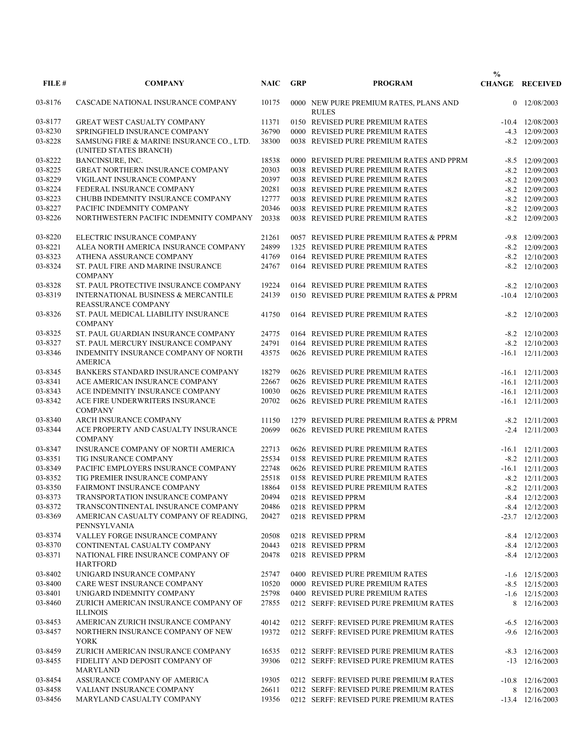| FILE # | COMPANY | NAIC | GRP | PROGRAM | % CHANGE | RECEIVED |
|---|---|---|---|---|---|---|
| 03-8176 | CASCADE NATIONAL INSURANCE COMPANY | 10175 | 0000 | NEW PURE PREMIUM RATES, PLANS AND RULES | 0 | 12/08/2003 |
| 03-8177 | GREAT WEST CASUALTY COMPANY | 11371 | 0150 | REVISED PURE PREMIUM RATES | -10.4 | 12/08/2003 |
| 03-8230 | SPRINGFIELD INSURANCE COMPANY | 36790 | 0000 | REVISED PURE PREMIUM RATES | -4.3 | 12/09/2003 |
| 03-8228 | SAMSUNG FIRE & MARINE INSURANCE CO., LTD. (UNITED STATES BRANCH) | 38300 | 0038 | REVISED PURE PREMIUM RATES | -8.2 | 12/09/2003 |
| 03-8222 | BANCINSURE, INC. | 18538 | 0000 | REVISED PURE PREMIUM RATES AND PPRM | -8.5 | 12/09/2003 |
| 03-8225 | GREAT NORTHERN INSURANCE COMPANY | 20303 | 0038 | REVISED PURE PREMIUM RATES | -8.2 | 12/09/2003 |
| 03-8229 | VIGILANT INSURANCE COMPANY | 20397 | 0038 | REVISED PURE PREMIUM RATES | -8.2 | 12/09/2003 |
| 03-8224 | FEDERAL INSURANCE COMPANY | 20281 | 0038 | REVISED PURE PREMIUM RATES | -8.2 | 12/09/2003 |
| 03-8223 | CHUBB INDEMNITY INSURANCE COMPANY | 12777 | 0038 | REVISED PURE PREMIUM RATES | -8.2 | 12/09/2003 |
| 03-8227 | PACIFIC INDEMNITY COMPANY | 20346 | 0038 | REVISED PURE PREMIUM RATES | -8.2 | 12/09/2003 |
| 03-8226 | NORTHWESTERN PACIFIC INDEMNITY COMPANY | 20338 | 0038 | REVISED PURE PREMIUM RATES | -8.2 | 12/09/2003 |
| 03-8220 | ELECTRIC INSURANCE COMPANY | 21261 | 0057 | REVISED PURE PREMIUM RATES & PPRM | -9.8 | 12/09/2003 |
| 03-8221 | ALEA NORTH AMERICA INSURANCE COMPANY | 24899 | 1325 | REVISED PURE PREMIUM RATES | -8.2 | 12/09/2003 |
| 03-8323 | ATHENA ASSURANCE COMPANY | 41769 | 0164 | REVISED PURE PREMIUM RATES | -8.2 | 12/10/2003 |
| 03-8324 | ST. PAUL FIRE AND MARINE INSURANCE COMPANY | 24767 | 0164 | REVISED PURE PREMIUM RATES | -8.2 | 12/10/2003 |
| 03-8328 | ST. PAUL PROTECTIVE INSURANCE COMPANY | 19224 | 0164 | REVISED PURE PREMIUM RATES | -8.2 | 12/10/2003 |
| 03-8319 | INTERNATIONAL BUSINESS & MERCANTILE REASSURANCE COMPANY | 24139 | 0150 | REVISED PURE PREMIUM RATES & PPRM | -10.4 | 12/10/2003 |
| 03-8326 | ST. PAUL MEDICAL LIABILITY INSURANCE COMPANY | 41750 | 0164 | REVISED PURE PREMIUM RATES | -8.2 | 12/10/2003 |
| 03-8325 | ST. PAUL GUARDIAN INSURANCE COMPANY | 24775 | 0164 | REVISED PURE PREMIUM RATES | -8.2 | 12/10/2003 |
| 03-8327 | ST. PAUL MERCURY INSURANCE COMPANY | 24791 | 0164 | REVISED PURE PREMIUM RATES | -8.2 | 12/10/2003 |
| 03-8346 | INDEMNITY INSURANCE COMPANY OF NORTH AMERICA | 43575 | 0626 | REVISED PURE PREMIUM RATES | -16.1 | 12/11/2003 |
| 03-8345 | BANKERS STANDARD INSURANCE COMPANY | 18279 | 0626 | REVISED PURE PREMIUM RATES | -16.1 | 12/11/2003 |
| 03-8341 | ACE AMERICAN INSURANCE COMPANY | 22667 | 0626 | REVISED PURE PREMIUM RATES | -16.1 | 12/11/2003 |
| 03-8343 | ACE INDEMNITY INSURANCE COMPANY | 10030 | 0626 | REVISED PURE PREMIUM RATES | -16.1 | 12/11/2003 |
| 03-8342 | ACE FIRE UNDERWRITERS INSURANCE COMPANY | 20702 | 0626 | REVISED PURE PREMIUM RATES | -16.1 | 12/11/2003 |
| 03-8340 | ARCH INSURANCE COMPANY | 11150 | 1279 | REVISED PURE PREMIUM RATES & PPRM | -8.2 | 12/11/2003 |
| 03-8344 | ACE PROPERTY AND CASUALTY INSURANCE COMPANY | 20699 | 0626 | REVISED PURE PREMIUM RATES | -2.4 | 12/11/2003 |
| 03-8347 | INSURANCE COMPANY OF NORTH AMERICA | 22713 | 0626 | REVISED PURE PREMIUM RATES | -16.1 | 12/11/2003 |
| 03-8351 | TIG INSURANCE COMPANY | 25534 | 0158 | REVISED PURE PREMIUM RATES | -8.2 | 12/11/2003 |
| 03-8349 | PACIFIC EMPLOYERS INSURANCE COMPANY | 22748 | 0626 | REVISED PURE PREMIUM RATES | -16.1 | 12/11/2003 |
| 03-8352 | TIG PREMIER INSURANCE COMPANY | 25518 | 0158 | REVISED PURE PREMIUM RATES | -8.2 | 12/11/2003 |
| 03-8350 | FAIRMONT INSURANCE COMPANY | 18864 | 0158 | REVISED PURE PREMIUM RATES | -8.2 | 12/11/2003 |
| 03-8373 | TRANSPORTATION INSURANCE COMPANY | 20494 | 0218 | REVISED PPRM | -8.4 | 12/12/2003 |
| 03-8372 | TRANSCONTINENTAL INSURANCE COMPANY | 20486 | 0218 | REVISED PPRM | -8.4 | 12/12/2003 |
| 03-8369 | AMERICAN CASUALTY COMPANY OF READING, PENNSYLVANIA | 20427 | 0218 | REVISED PPRM | -23.7 | 12/12/2003 |
| 03-8374 | VALLEY FORGE INSURANCE COMPANY | 20508 | 0218 | REVISED PPRM | -8.4 | 12/12/2003 |
| 03-8370 | CONTINENTAL CASUALTY COMPANY | 20443 | 0218 | REVISED PPRM | -8.4 | 12/12/2003 |
| 03-8371 | NATIONAL FIRE INSURANCE COMPANY OF HARTFORD | 20478 | 0218 | REVISED PPRM | -8.4 | 12/12/2003 |
| 03-8402 | UNIGARD INSURANCE COMPANY | 25747 | 0400 | REVISED PURE PREMIUM RATES | -1.6 | 12/15/2003 |
| 03-8400 | CARE WEST INSURANCE COMPANY | 10520 | 0000 | REVISED PURE PREMIUM RATES | -8.5 | 12/15/2003 |
| 03-8401 | UNIGARD INDEMNITY COMPANY | 25798 | 0400 | REVISED PURE PREMIUM RATES | -1.6 | 12/15/2003 |
| 03-8460 | ZURICH AMERICAN INSURANCE COMPANY OF ILLINOIS | 27855 | 0212 | SERFF: REVISED PURE PREMIUM RATES | 8 | 12/16/2003 |
| 03-8453 | AMERICAN ZURICH INSURANCE COMPANY | 40142 | 0212 | SERFF: REVISED PURE PREMIUM RATES | -6.5 | 12/16/2003 |
| 03-8457 | NORTHERN INSURANCE COMPANY OF NEW YORK | 19372 | 0212 | SERFF: REVISED PURE PREMIUM RATES | -9.6 | 12/16/2003 |
| 03-8459 | ZURICH AMERICAN INSURANCE COMPANY | 16535 | 0212 | SERFF: REVISED PURE PREMIUM RATES | -8.3 | 12/16/2003 |
| 03-8455 | FIDELITY AND DEPOSIT COMPANY OF MARYLAND | 39306 | 0212 | SERFF: REVISED PURE PREMIUM RATES | -13 | 12/16/2003 |
| 03-8454 | ASSURANCE COMPANY OF AMERICA | 19305 | 0212 | SERFF: REVISED PURE PREMIUM RATES | -10.8 | 12/16/2003 |
| 03-8458 | VALIANT INSURANCE COMPANY | 26611 | 0212 | SERFF: REVISED PURE PREMIUM RATES | 8 | 12/16/2003 |
| 03-8456 | MARYLAND CASUALTY COMPANY | 19356 | 0212 | SERFF: REVISED PURE PREMIUM RATES | -13.4 | 12/16/2003 |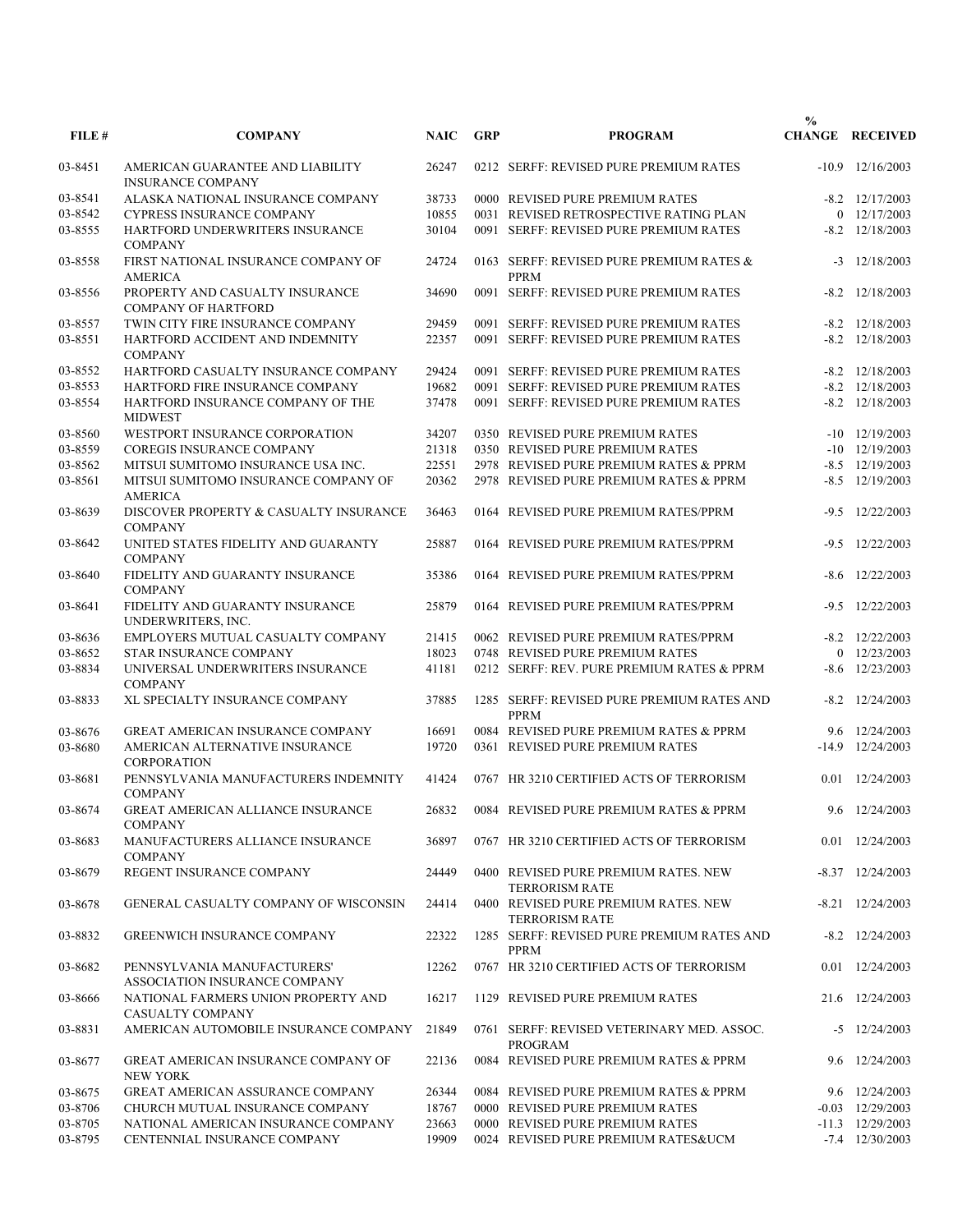| FILE # | COMPANY | NAIC | GRP | PROGRAM | % CHANGE | RECEIVED |
|---|---|---|---|---|---|---|
| 03-8451 | AMERICAN GUARANTEE AND LIABILITY INSURANCE COMPANY | 26247 | 0212 | SERFF: REVISED PURE PREMIUM RATES | -10.9 | 12/16/2003 |
| 03-8541 | ALASKA NATIONAL INSURANCE COMPANY | 38733 | 0000 | REVISED PURE PREMIUM RATES | -8.2 | 12/17/2003 |
| 03-8542 | CYPRESS INSURANCE COMPANY | 10855 | 0031 | REVISED RETROSPECTIVE RATING PLAN | 0 | 12/17/2003 |
| 03-8555 | HARTFORD UNDERWRITERS INSURANCE COMPANY | 30104 | 0091 | SERFF: REVISED PURE PREMIUM RATES | -8.2 | 12/18/2003 |
| 03-8558 | FIRST NATIONAL INSURANCE COMPANY OF AMERICA | 24724 | 0163 | SERFF: REVISED PURE PREMIUM RATES & PPRM | -3 | 12/18/2003 |
| 03-8556 | PROPERTY AND CASUALTY INSURANCE COMPANY OF HARTFORD | 34690 | 0091 | SERFF: REVISED PURE PREMIUM RATES | -8.2 | 12/18/2003 |
| 03-8557 | TWIN CITY FIRE INSURANCE COMPANY | 29459 | 0091 | SERFF: REVISED PURE PREMIUM RATES | -8.2 | 12/18/2003 |
| 03-8551 | HARTFORD ACCIDENT AND INDEMNITY COMPANY | 22357 | 0091 | SERFF: REVISED PURE PREMIUM RATES | -8.2 | 12/18/2003 |
| 03-8552 | HARTFORD CASUALTY INSURANCE COMPANY | 29424 | 0091 | SERFF: REVISED PURE PREMIUM RATES | -8.2 | 12/18/2003 |
| 03-8553 | HARTFORD FIRE INSURANCE COMPANY | 19682 | 0091 | SERFF: REVISED PURE PREMIUM RATES | -8.2 | 12/18/2003 |
| 03-8554 | HARTFORD INSURANCE COMPANY OF THE MIDWEST | 37478 | 0091 | SERFF: REVISED PURE PREMIUM RATES | -8.2 | 12/18/2003 |
| 03-8560 | WESTPORT INSURANCE CORPORATION | 34207 | 0350 | REVISED PURE PREMIUM RATES | -10 | 12/19/2003 |
| 03-8559 | COREGIS INSURANCE COMPANY | 21318 | 0350 | REVISED PURE PREMIUM RATES | -10 | 12/19/2003 |
| 03-8562 | MITSUI SUMITOMO INSURANCE USA INC. | 22551 | 2978 | REVISED PURE PREMIUM RATES & PPRM | -8.5 | 12/19/2003 |
| 03-8561 | MITSUI SUMITOMO INSURANCE COMPANY OF AMERICA | 20362 | 2978 | REVISED PURE PREMIUM RATES & PPRM | -8.5 | 12/19/2003 |
| 03-8639 | DISCOVER PROPERTY & CASUALTY INSURANCE COMPANY | 36463 | 0164 | REVISED PURE PREMIUM RATES/PPRM | -9.5 | 12/22/2003 |
| 03-8642 | UNITED STATES FIDELITY AND GUARANTY COMPANY | 25887 | 0164 | REVISED PURE PREMIUM RATES/PPRM | -9.5 | 12/22/2003 |
| 03-8640 | FIDELITY AND GUARANTY INSURANCE COMPANY | 35386 | 0164 | REVISED PURE PREMIUM RATES/PPRM | -8.6 | 12/22/2003 |
| 03-8641 | FIDELITY AND GUARANTY INSURANCE UNDERWRITERS, INC. | 25879 | 0164 | REVISED PURE PREMIUM RATES/PPRM | -9.5 | 12/22/2003 |
| 03-8636 | EMPLOYERS MUTUAL CASUALTY COMPANY | 21415 | 0062 | REVISED PURE PREMIUM RATES/PPRM | -8.2 | 12/22/2003 |
| 03-8652 | STAR INSURANCE COMPANY | 18023 | 0748 | REVISED PURE PREMIUM RATES | 0 | 12/23/2003 |
| 03-8834 | UNIVERSAL UNDERWRITERS INSURANCE COMPANY | 41181 | 0212 | SERFF: REV. PURE PREMIUM RATES & PPRM | -8.6 | 12/23/2003 |
| 03-8833 | XL SPECIALTY INSURANCE COMPANY | 37885 | 1285 | SERFF: REVISED PURE PREMIUM RATES AND PPRM | -8.2 | 12/24/2003 |
| 03-8676 | GREAT AMERICAN INSURANCE COMPANY | 16691 | 0084 | REVISED PURE PREMIUM RATES & PPRM | 9.6 | 12/24/2003 |
| 03-8680 | AMERICAN ALTERNATIVE INSURANCE CORPORATION | 19720 | 0361 | REVISED PURE PREMIUM RATES | -14.9 | 12/24/2003 |
| 03-8681 | PENNSYLVANIA MANUFACTURERS INDEMNITY COMPANY | 41424 | 0767 | HR 3210 CERTIFIED ACTS OF TERRORISM | 0.01 | 12/24/2003 |
| 03-8674 | GREAT AMERICAN ALLIANCE INSURANCE COMPANY | 26832 | 0084 | REVISED PURE PREMIUM RATES & PPRM | 9.6 | 12/24/2003 |
| 03-8683 | MANUFACTURERS ALLIANCE INSURANCE COMPANY | 36897 | 0767 | HR 3210 CERTIFIED ACTS OF TERRORISM | 0.01 | 12/24/2003 |
| 03-8679 | REGENT INSURANCE COMPANY | 24449 | 0400 | REVISED PURE PREMIUM RATES. NEW TERRORISM RATE | -8.37 | 12/24/2003 |
| 03-8678 | GENERAL CASUALTY COMPANY OF WISCONSIN | 24414 | 0400 | REVISED PURE PREMIUM RATES. NEW TERRORISM RATE | -8.21 | 12/24/2003 |
| 03-8832 | GREENWICH INSURANCE COMPANY | 22322 | 1285 | SERFF: REVISED PURE PREMIUM RATES AND PPRM | -8.2 | 12/24/2003 |
| 03-8682 | PENNSYLVANIA MANUFACTURERS' ASSOCIATION INSURANCE COMPANY | 12262 | 0767 | HR 3210 CERTIFIED ACTS OF TERRORISM | 0.01 | 12/24/2003 |
| 03-8666 | NATIONAL FARMERS UNION PROPERTY AND CASUALTY COMPANY | 16217 | 1129 | REVISED PURE PREMIUM RATES | 21.6 | 12/24/2003 |
| 03-8831 | AMERICAN AUTOMOBILE INSURANCE COMPANY | 21849 | 0761 | SERFF: REVISED VETERINARY MED. ASSOC. PROGRAM | -5 | 12/24/2003 |
| 03-8677 | GREAT AMERICAN INSURANCE COMPANY OF NEW YORK | 22136 | 0084 | REVISED PURE PREMIUM RATES & PPRM | 9.6 | 12/24/2003 |
| 03-8675 | GREAT AMERICAN ASSURANCE COMPANY | 26344 | 0084 | REVISED PURE PREMIUM RATES & PPRM | 9.6 | 12/24/2003 |
| 03-8706 | CHURCH MUTUAL INSURANCE COMPANY | 18767 | 0000 | REVISED PURE PREMIUM RATES | -0.03 | 12/29/2003 |
| 03-8705 | NATIONAL AMERICAN INSURANCE COMPANY | 23663 | 0000 | REVISED PURE PREMIUM RATES | -11.3 | 12/29/2003 |
| 03-8795 | CENTENNIAL INSURANCE COMPANY | 19909 | 0024 | REVISED PURE PREMIUM RATES&UCM | -7.4 | 12/30/2003 |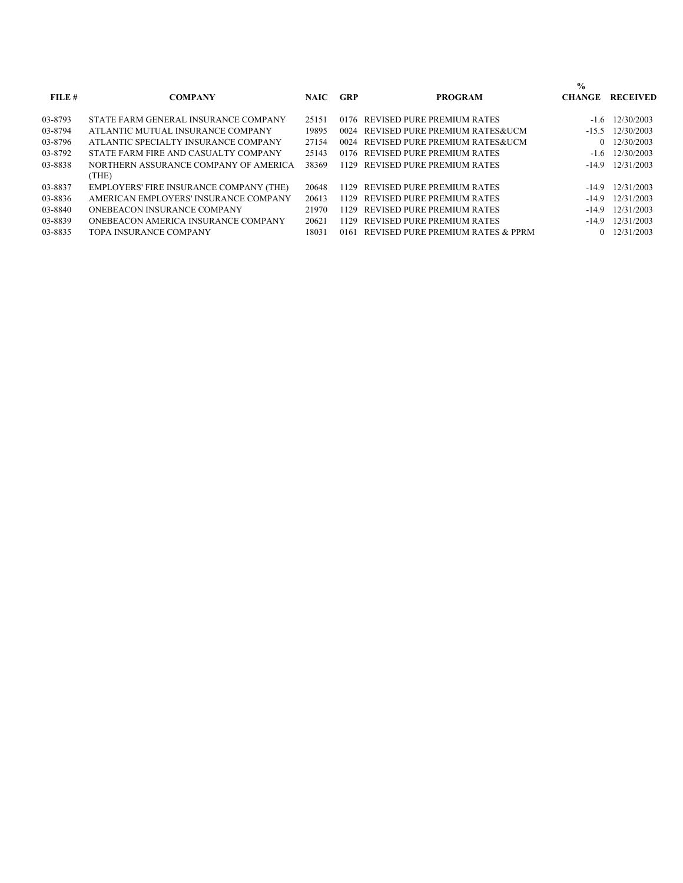| FILE # | COMPANY | NAIC | GRP | PROGRAM | % CHANGE | RECEIVED |
|---|---|---|---|---|---|---|
| 03-8793 | STATE FARM GENERAL INSURANCE COMPANY | 25151 | 0176 | REVISED PURE PREMIUM RATES | -1.6 | 12/30/2003 |
| 03-8794 | ATLANTIC MUTUAL INSURANCE COMPANY | 19895 | 0024 | REVISED PURE PREMIUM RATES&UCM | -15.5 | 12/30/2003 |
| 03-8796 | ATLANTIC SPECIALTY INSURANCE COMPANY | 27154 | 0024 | REVISED PURE PREMIUM RATES&UCM | 0 | 12/30/2003 |
| 03-8792 | STATE FARM FIRE AND CASUALTY COMPANY | 25143 | 0176 | REVISED PURE PREMIUM RATES | -1.6 | 12/30/2003 |
| 03-8838 | NORTHERN ASSURANCE COMPANY OF AMERICA (THE) | 38369 | 1129 | REVISED PURE PREMIUM RATES | -14.9 | 12/31/2003 |
| 03-8837 | EMPLOYERS' FIRE INSURANCE COMPANY (THE) | 20648 | 1129 | REVISED PURE PREMIUM RATES | -14.9 | 12/31/2003 |
| 03-8836 | AMERICAN EMPLOYERS' INSURANCE COMPANY | 20613 | 1129 | REVISED PURE PREMIUM RATES | -14.9 | 12/31/2003 |
| 03-8840 | ONEBEACON INSURANCE COMPANY | 21970 | 1129 | REVISED PURE PREMIUM RATES | -14.9 | 12/31/2003 |
| 03-8839 | ONEBEACON AMERICA INSURANCE COMPANY | 20621 | 1129 | REVISED PURE PREMIUM RATES | -14.9 | 12/31/2003 |
| 03-8835 | TOPA INSURANCE COMPANY | 18031 | 0161 | REVISED PURE PREMIUM RATES & PPRM | 0 | 12/31/2003 |